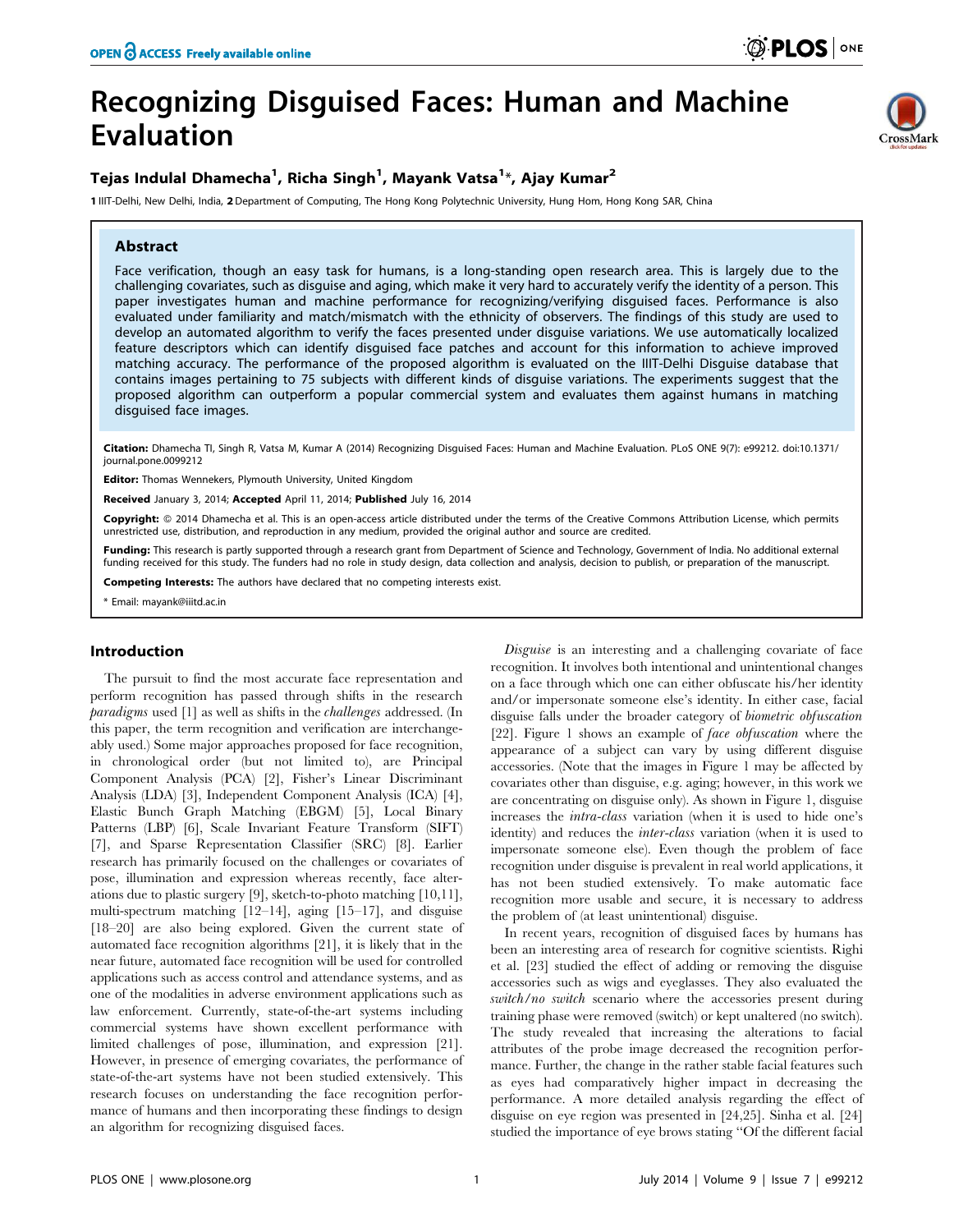# Recognizing Disguised Faces: Human and Machine Evaluation

**Tejas Indulal Dhamecha[1], Richa Singh[1], Mayank Vatsa[1]*, Ajay Kumar[2]**

1 IIIT-Delhi, New Delhi, India, 2 Department of Computing, The Hong Kong Polytechnic University, Hung Hom, Hong Kong SAR, China

## Abstract

Face verification, though an easy task for humans, is a long-standing open research area. This is largely due to the challenging covariates, such as disguise and aging, which make it very hard to accurately verify the identity of a person. This paper investigates human and machine performance for recognizing/verifying disguised faces. Performance is also evaluated under familiarity and match/mismatch with the ethnicity of observers. The findings of this study are used to develop an automated algorithm to verify the faces presented under disguise variations. We use automatically localized feature descriptors which can identify disguised face patches and account for this information to achieve improved matching accuracy. The performance of the proposed algorithm is evaluated on the IIIT-Delhi Disguise database that contains images pertaining to 75 subjects with different kinds of disguise variations. The experiments suggest that the proposed algorithm can outperform a popular commercial system and evaluates them against humans in matching disguised face images.

**Citation:** Dhamecha TI, Singh R, Vatsa M, Kumar A (2014) Recognizing Disguised Faces: Human and Machine Evaluation. PLoS ONE 9(7): e99212. doi:10.1371/journal.pone.0099212

**Editor:** Thomas Wennekers, Plymouth University, United Kingdom

**Received** January 3, 2014; **Accepted** April 11, 2014; **Published** July 16, 2014

**Copyright:** © 2014 Dhamecha et al. This is an open-access article distributed under the terms of the Creative Commons Attribution License, which permits unrestricted use, distribution, and reproduction in any medium, provided the original author and source are credited.

**Funding:** This research is partly supported through a research grant from Department of Science and Technology, Government of India. No additional external funding received for this study. The funders had no role in study design, data collection and analysis, decision to publish, or preparation of the manuscript.

**Competing Interests:** The authors have declared that no competing interests exist.

* Email: mayank@iiitd.ac.in

## Introduction

The pursuit to find the most accurate face representation and perform recognition has passed through shifts in the research *paradigms* used [1] as well as shifts in the *challenges* addressed. (In this paper, the term recognition and verification are interchangeably used.) Some major approaches proposed for face recognition, in chronological order (but not limited to), are Principal Component Analysis (PCA) [2], Fisher's Linear Discriminant Analysis (LDA) [3], Independent Component Analysis (ICA) [4], Elastic Bunch Graph Matching (EBGM) [5], Local Binary Patterns (LBP) [6], Scale Invariant Feature Transform (SIFT) [7], and Sparse Representation Classifier (SRC) [8]. Earlier research has primarily focused on the challenges or covariates of pose, illumination and expression whereas recently, face alterations due to plastic surgery [9], sketch-to-photo matching [10,11], multi-spectrum matching [12–14], aging [15–17], and disguise [18–20] are also being explored. Given the current state of automated face recognition algorithms [21], it is likely that in the near future, automated face recognition will be used for controlled applications such as access control and attendance systems, and as one of the modalities in adverse environment applications such as law enforcement. Currently, state-of-the-art systems including commercial systems have shown excellent performance with limited challenges of pose, illumination, and expression [21]. However, in presence of emerging covariates, the performance of state-of-the-art systems have not been studied extensively. This research focuses on understanding the face recognition performance of humans and then incorporating these findings to design an algorithm for recognizing disguised faces.

*Disguise* is an interesting and a challenging covariate of face recognition. It involves both intentional and unintentional changes on a face through which one can either obfuscate his/her identity and/or impersonate someone else's identity. In either case, facial disguise falls under the broader category of *biometric obfuscation* [22]. Figure 1 shows an example of *face obfuscation* where the appearance of a subject can vary by using different disguise accessories. (Note that the images in Figure 1 may be affected by covariates other than disguise, e.g. aging; however, in this work we are concentrating on disguise only). As shown in Figure 1, disguise increases the *intra-class* variation (when it is used to hide one's identity) and reduces the *inter-class* variation (when it is used to impersonate someone else). Even though the problem of face recognition under disguise is prevalent in real world applications, it has not been studied extensively. To make automatic face recognition more usable and secure, it is necessary to address the problem of (at least unintentional) disguise.

In recent years, recognition of disguised faces by humans has been an interesting area of research for cognitive scientists. Righi et al. [23] studied the effect of adding or removing the disguise accessories such as wigs and eyeglasses. They also evaluated the *switch/no switch* scenario where the accessories present during training phase were removed (switch) or kept unaltered (no switch). The study revealed that increasing the alterations to facial attributes of the probe image decreased the recognition performance. Further, the change in the rather stable facial features such as eyes had comparatively higher impact in decreasing the performance. A more detailed analysis regarding the effect of disguise on eye region was presented in [24,25]. Sinha et al. [24] studied the importance of eye brows stating "Of the different facial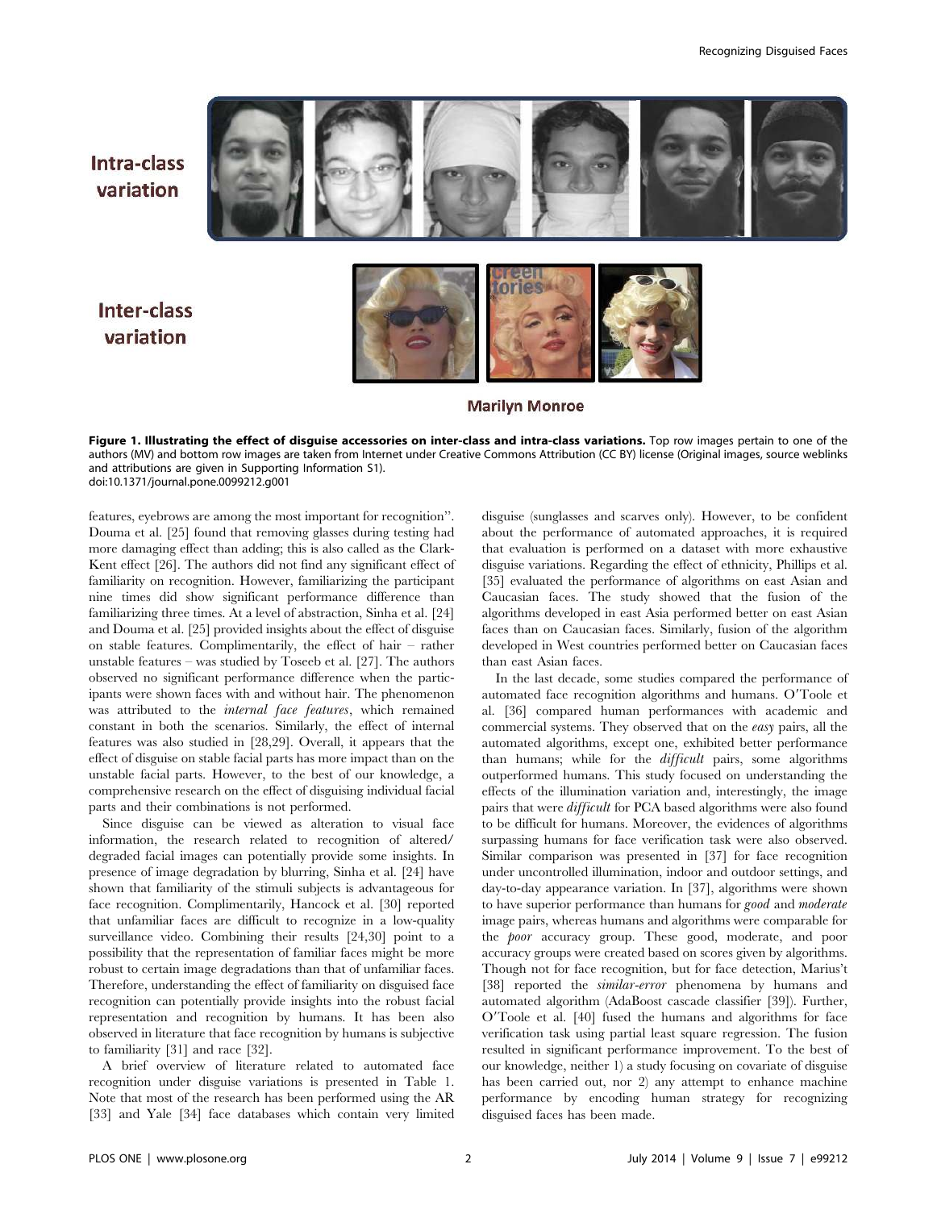Intra-class variation

Inter-class variation

Marilyn Monroe

**Figure 1. Illustrating the effect of disguise accessories on inter-class and intra-class variations.** Top row images pertain to one of the authors (MV) and bottom row images are taken from Internet under Creative Commons Attribution (CC BY) license (Original images, source weblinks and attributions are given in Supporting Information S1).
doi:10.1371/journal.pone.0099212.g001

features, eyebrows are among the most important for recognition". Douma et al. [25] found that removing glasses during testing had more damaging effect than adding; this is also called as the Clark-Kent effect [26]. The authors did not find any significant effect of familiarity on recognition. However, familiarizing the participant nine times did show significant performance difference than familiarizing three times. At a level of abstraction, Sinha et al. [24] and Douma et al. [25] provided insights about the effect of disguise on stable features. Complimentarily, the effect of hair – rather unstable features – was studied by Toseeb et al. [27]. The authors observed no significant performance difference when the participants were shown faces with and without hair. The phenomenon was attributed to the *internal face features*, which remained constant in both the scenarios. Similarly, the effect of internal features was also studied in [28,29]. Overall, it appears that the effect of disguise on stable facial parts has more impact than on the unstable facial parts. However, to the best of our knowledge, a comprehensive research on the effect of disguising individual facial parts and their combinations is not performed.

Since disguise can be viewed as alteration to visual face information, the research related to recognition of altered/degraded facial images can potentially provide some insights. In presence of image degradation by blurring, Sinha et al. [24] have shown that familiarity of the stimuli subjects is advantageous for face recognition. Complimentarily, Hancock et al. [30] reported that unfamiliar faces are difficult to recognize in a low-quality surveillance video. Combining their results [24,30] point to a possibility that the representation of familiar faces might be more robust to certain image degradations than that of unfamiliar faces. Therefore, understanding the effect of familiarity on disguised face recognition can potentially provide insights into the robust facial representation and recognition by humans. It has been also observed in literature that face recognition by humans is subjective to familiarity [31] and race [32].

A brief overview of literature related to automated face recognition under disguise variations is presented in Table 1. Note that most of the research has been performed using the AR [33] and Yale [34] face databases which contain very limited disguise (sunglasses and scarves only). However, to be confident about the performance of automated approaches, it is required that evaluation is performed on a dataset with more exhaustive disguise variations. Regarding the effect of ethnicity, Phillips et al. [35] evaluated the performance of algorithms on east Asian and Caucasian faces. The study showed that the fusion of the algorithms developed in east Asia performed better on east Asian faces than on Caucasian faces. Similarly, fusion of the algorithm developed in West countries performed better on Caucasian faces than east Asian faces.

In the last decade, some studies compared the performance of automated face recognition algorithms and humans. O′Toole et al. [36] compared human performances with academic and commercial systems. They observed that on the *easy* pairs, all the automated algorithms, except one, exhibited better performance than humans; while for the *difficult* pairs, some algorithms outperformed humans. This study focused on understanding the effects of the illumination variation and, interestingly, the image pairs that were *difficult* for PCA based algorithms were also found to be difficult for humans. Moreover, the evidences of algorithms surpassing humans for face verification task were also observed. Similar comparison was presented in [37] for face recognition under uncontrolled illumination, indoor and outdoor settings, and day-to-day appearance variation. In [37], algorithms were shown to have superior performance than humans for *good* and *moderate* image pairs, whereas humans and algorithms were comparable for the *poor* accuracy group. These good, moderate, and poor accuracy groups were created based on scores given by algorithms. Though not for face recognition, but for face detection, Marius't [38] reported the *similar-error* phenomena by humans and automated algorithm (AdaBoost cascade classifier [39]). Further, O′Toole et al. [40] fused the humans and algorithms for face verification task using partial least square regression. The fusion resulted in significant performance improvement. To the best of our knowledge, neither 1) a study focusing on covariate of disguise has been carried out, nor 2) any attempt to enhance machine performance by encoding human strategy for recognizing disguised faces has been made.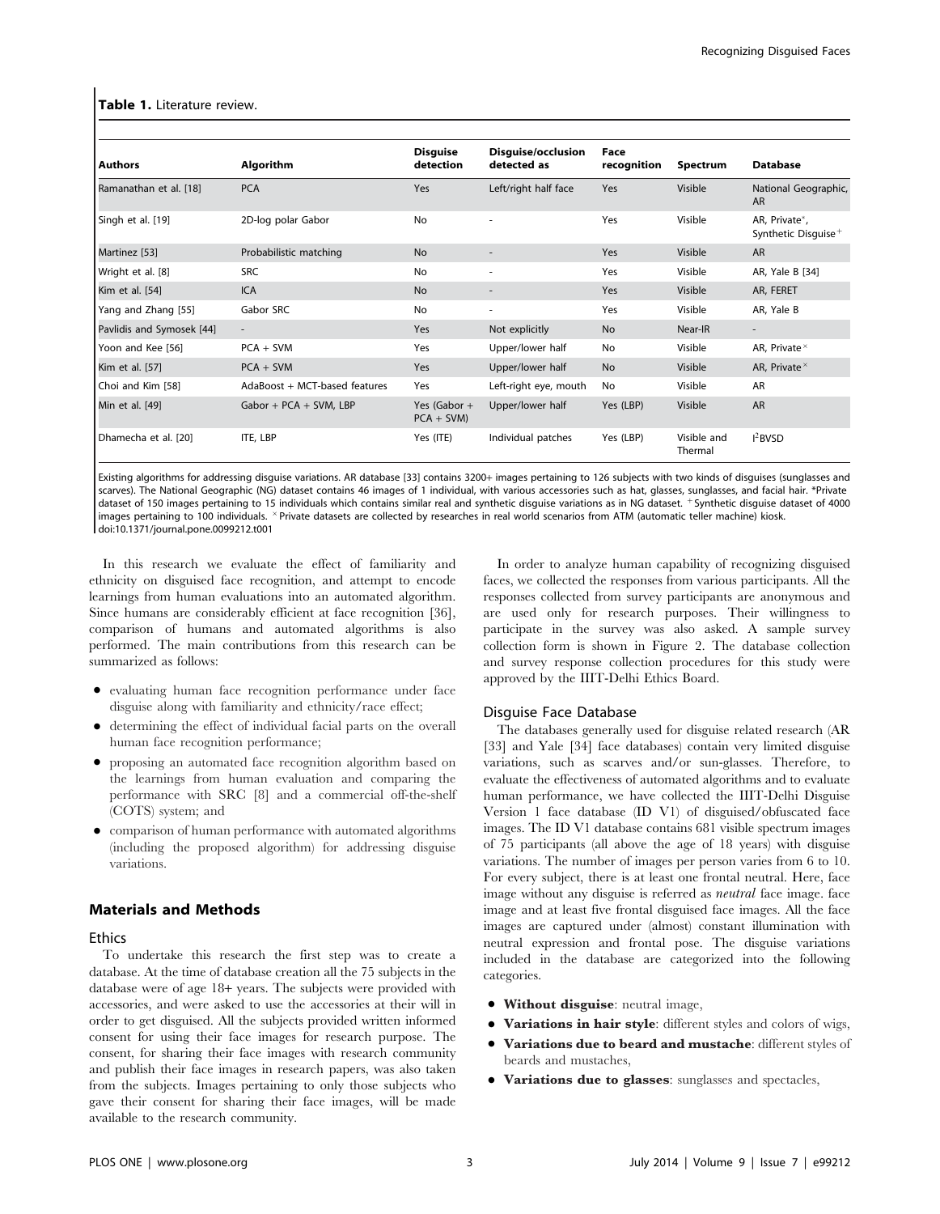**Table 1.** Literature review.

| Authors | Algorithm | Disguise detection | Disguise/occlusion detected as | Face recognition | Spectrum | Database |
|---|---|---|---|---|---|---|
| Ramanathan et al. [18] | PCA | Yes | Left/right half face | Yes | Visible | National Geographic, AR |
| Singh et al. [19] | 2D-log polar Gabor | No | - | Yes | Visible | AR, Private*, Synthetic Disguise+ |
| Martinez [53] | Probabilistic matching | No | - | Yes | Visible | AR |
| Wright et al. [8] | SRC | No | - | Yes | Visible | AR, Yale B [34] |
| Kim et al. [54] | ICA | No | - | Yes | Visible | AR, FERET |
| Yang and Zhang [55] | Gabor SRC | No | - | Yes | Visible | AR, Yale B |
| Pavlidis and Symosek [44] | - | Yes | Not explicitly | No | Near-IR | - |
| Yoon and Kee [56] | PCA + SVM | Yes | Upper/lower half | No | Visible | AR, Private× |
| Kim et al. [57] | PCA + SVM | Yes | Upper/lower half | No | Visible | AR, Private× |
| Choi and Kim [58] | AdaBoost + MCT-based features | Yes | Left-right eye, mouth | No | Visible | AR |
| Min et al. [49] | Gabor + PCA + SVM, LBP | Yes (Gabor + PCA + SVM) | Upper/lower half | Yes (LBP) | Visible | AR |
| Dhamecha et al. [20] | ITE, LBP | Yes (ITE) | Individual patches | Yes (LBP) | Visible and Thermal | I²BVSD |

Existing algorithms for addressing disguise variations. AR database [33] contains 3200+ images pertaining to 126 subjects with two kinds of disguises (sunglasses and scarves). The National Geographic (NG) dataset contains 46 images of 1 individual, with various accessories such as hat, glasses, sunglasses, and facial hair. *Private dataset of 150 images pertaining to 15 individuals which contains similar real and synthetic disguise variations as in NG dataset. +Synthetic disguise dataset of 4000 images pertaining to 100 individuals. ×Private datasets are collected by researches in real world scenarios from ATM (automatic teller machine) kiosk.
doi:10.1371/journal.pone.0099212.t001

In this research we evaluate the effect of familiarity and ethnicity on disguised face recognition, and attempt to encode learnings from human evaluations into an automated algorithm. Since humans are considerably efficient at face recognition [36], comparison of humans and automated algorithms is also performed. The main contributions from this research can be summarized as follows:

- evaluating human face recognition performance under face disguise along with familiarity and ethnicity/race effect;
- determining the effect of individual facial parts on the overall human face recognition performance;
- proposing an automated face recognition algorithm based on the learnings from human evaluation and comparing the performance with SRC [8] and a commercial off-the-shelf (COTS) system; and
- comparison of human performance with automated algorithms (including the proposed algorithm) for addressing disguise variations.

## Materials and Methods

### Ethics

To undertake this research the first step was to create a database. At the time of database creation all the 75 subjects in the database were of age 18+ years. The subjects were provided with accessories, and were asked to use the accessories at their will in order to get disguised. All the subjects provided written informed consent for using their face images for research purpose. The consent, for sharing their face images with research community and publish their face images in research papers, was also taken from the subjects. Images pertaining to only those subjects who gave their consent for sharing their face images, will be made available to the research community.

In order to analyze human capability of recognizing disguised faces, we collected the responses from various participants. All the responses collected from survey participants are anonymous and are used only for research purposes. Their willingness to participate in the survey was also asked. A sample survey collection form is shown in Figure 2. The database collection and survey response collection procedures for this study were approved by the IIIT-Delhi Ethics Board.

### Disguise Face Database

The databases generally used for disguise related research (AR [33] and Yale [34] face databases) contain very limited disguise variations, such as scarves and/or sun-glasses. Therefore, to evaluate the effectiveness of automated algorithms and to evaluate human performance, we have collected the IIIT-Delhi Disguise Version 1 face database (ID V1) of disguised/obfuscated face images. The ID V1 database contains 681 visible spectrum images of 75 participants (all above the age of 18 years) with disguise variations. The number of images per person varies from 6 to 10. For every subject, there is at least one frontal neutral. Here, face image without any disguise is referred as *neutral* face image. face image and at least five frontal disguised face images. All the face images are captured under (almost) constant illumination with neutral expression and frontal pose. The disguise variations included in the database are categorized into the following categories.

- **Without disguise**: neutral image,
- **Variations in hair style**: different styles and colors of wigs,
- **Variations due to beard and mustache**: different styles of beards and mustaches,
- **Variations due to glasses**: sunglasses and spectacles,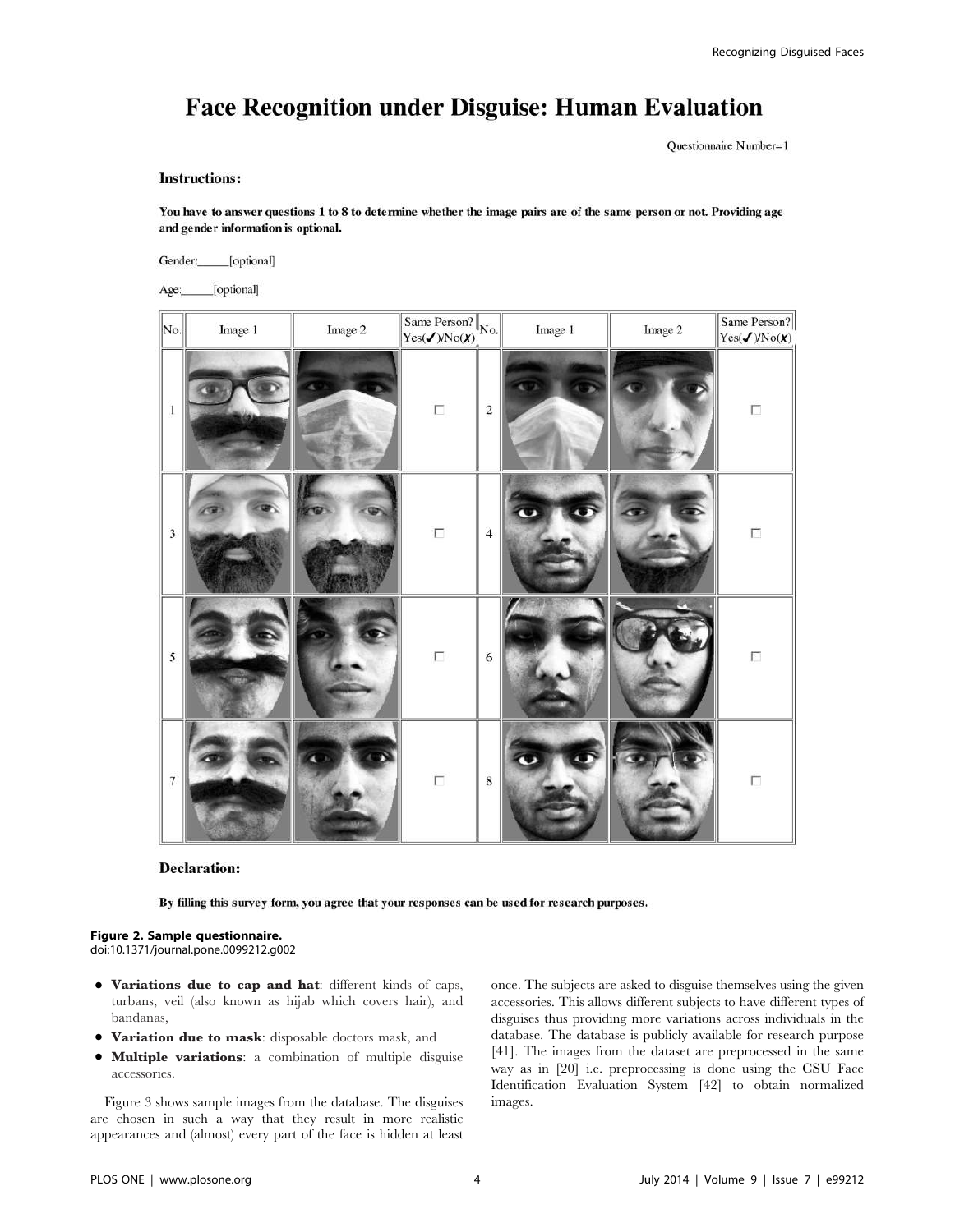# Face Recognition under Disguise: Human Evaluation

Questionnaire Number=1

**Instructions:**

**You have to answer questions 1 to 8 to determine whether the image pairs are of the same person or not. Providing age and gender information is optional.**

Gender:_____[optional]

Age:_____[optional]

| No. | Image 1 | Image 2 | Same Person? Yes(✔)/No(✘) | No. | Image 1 | Image 2 | Same Person? Yes(✔)/No(✘) |
|---|---|---|---|---|---|---|---|
| 1 | | | ☐ | 2 | | | ☐ |
| 3 | | | ☐ | 4 | | | ☐ |
| 5 | | | ☐ | 6 | | | ☐ |
| 7 | | | ☐ | 8 | | | ☐ |

**Declaration:**

**By filling this survey form, you agree that your responses can be used for research purposes.**

**Figure 2. Sample questionnaire.**
doi:10.1371/journal.pone.0099212.g002

- **Variations due to cap and hat**: different kinds of caps, turbans, veil (also known as hijab which covers hair), and bandanas,
- **Variation due to mask**: disposable doctors mask, and
- **Multiple variations**: a combination of multiple disguise accessories.

Figure 3 shows sample images from the database. The disguises are chosen in such a way that they result in more realistic appearances and (almost) every part of the face is hidden at least once. The subjects are asked to disguise themselves using the given accessories. This allows different subjects to have different types of disguises thus providing more variations across individuals in the database. The database is publicly available for research purpose [41]. The images from the dataset are preprocessed in the same way as in [20] i.e. preprocessing is done using the CSU Face Identification Evaluation System [42] to obtain normalized images.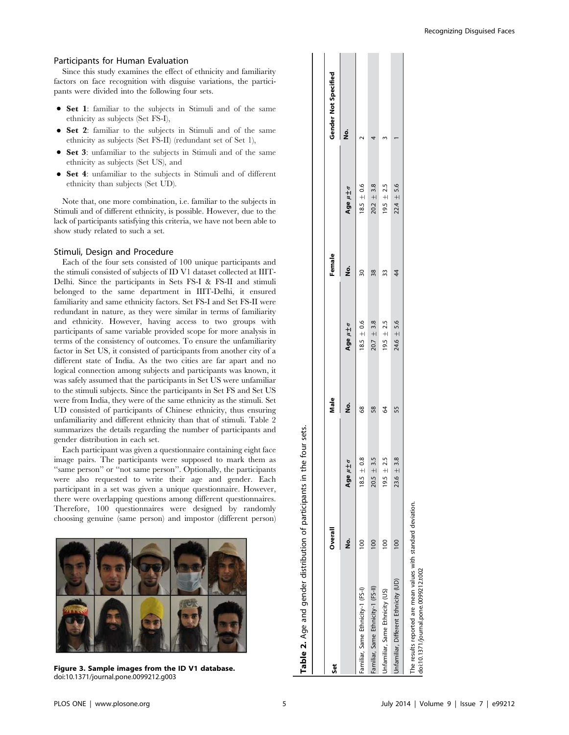## Participants for Human Evaluation

Since this study examines the effect of ethnicity and familiarity factors on face recognition with disguise variations, the participants were divided into the following four sets.

- **Set 1**: familiar to the subjects in Stimuli and of the same ethnicity as subjects (Set FS-I),
- **Set 2**: familiar to the subjects in Stimuli and of the same ethnicity as subjects (Set FS-II) (redundant set of Set 1),
- **Set 3**: unfamiliar to the subjects in Stimuli and of the same ethnicity as subjects (Set US), and
- **Set 4**: unfamiliar to the subjects in Stimuli and of different ethnicity than subjects (Set UD).

Note that, one more combination, i.e. familiar to the subjects in Stimuli and of different ethnicity, is possible. However, due to the lack of participants satisfying this criteria, we have not been able to show study related to such a set.

## Stimuli, Design and Procedure

Each of the four sets consisted of 100 unique participants and the stimuli consisted of subjects of ID V1 dataset collected at IIIT-Delhi. Since the participants in Sets FS-I & FS-II and stimuli belonged to the same department in IIIT-Delhi, it ensured familiarity and same ethnicity factors. Set FS-I and Set FS-II were redundant in nature, as they were similar in terms of familiarity and ethnicity. However, having access to two groups with participants of same variable provided scope for more analysis in terms of the consistency of outcomes. To ensure the unfamiliarity factor in Set US, it consisted of participants from another city of a different state of India. As the two cities are far apart and no logical connection among subjects and participants was known, it was safely assumed that the participants in Set US were unfamiliar to the stimuli subjects. Since the participants in Set FS and Set US were from India, they were of the same ethnicity as the stimuli. Set UD consisted of participants of Chinese ethnicity, thus ensuring unfamiliarity and different ethnicity than that of stimuli. Table 2 summarizes the details regarding the number of participants and gender distribution in each set.

Each participant was given a questionnaire containing eight face image pairs. The participants were supposed to mark them as "same person" or "not same person". Optionally, the participants were also requested to write their age and gender. Each participant in a set was given a unique questionnaire. However, there were overlapping questions among different questionnaires. Therefore, 100 questionnaires were designed by randomly choosing genuine (same person) and impostor (different person)

**Figure 3. Sample images from the ID V1 database.**
doi:10.1371/journal.pone.0099212.g003

**Table 2.** Age and gender distribution of participants in the four sets.

| Set | Overall | | Male | | Female | | Gender Not Specified |
|---|---|---|---|---|---|---|---|
| | No. | Age $\mu \pm \sigma$ | No. | Age $\mu \pm \sigma$ | No. | Age $\mu \pm \sigma$ | No. |
| Familiar, Same Ethnicity-1 (FS-I) | 100 | $18.5 \pm 0.8$ | 68 | $18.5 \pm 0.6$ | 30 | $18.5 \pm 0.6$ | 2 |
| Familiar, Same Ethnicity-1 (FS-II) | 100 | $20.5 \pm 3.5$ | 58 | $20.7 \pm 3.8$ | 38 | $20.2 \pm 3.8$ | 4 |
| Unfamiliar, Same Ethnicity (US) | 100 | $19.5 \pm 2.5$ | 64 | $19.5 \pm 2.5$ | 33 | $19.5 \pm 2.5$ | 3 |
| Unfamiliar, Different Ethnicity (UD) | 100 | $23.6 \pm 3.8$ | 55 | $24.6 \pm 5.6$ | 44 | $22.4 \pm 5.6$ | 1 |

The results reported are mean values with standard deviation.
doi:10.1371/journal.pone.0099212.t002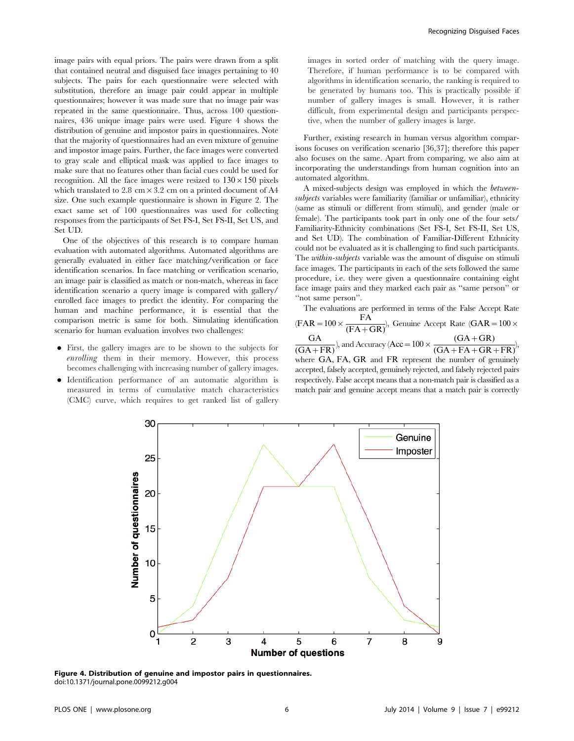image pairs with equal priors. The pairs were drawn from a split that contained neutral and disguised face images pertaining to 40 subjects. The pairs for each questionnaire were selected with substitution, therefore an image pair could appear in multiple questionnaires; however it was made sure that no image pair was repeated in the same questionnaire. Thus, across 100 questionnaires, 436 unique image pairs were used. Figure 4 shows the distribution of genuine and impostor pairs in questionnaires. Note that the majority of questionnaires had an even mixture of genuine and impostor image pairs. Further, the face images were converted to gray scale and elliptical mask was applied to face images to make sure that no features other than facial cues could be used for recognition. All the face images were resized to $130 \times 150$ pixels which translated to $2.8$ cm $\times$ $3.2$ cm on a printed document of A4 size. One such example questionnaire is shown in Figure 2. The exact same set of 100 questionnaires was used for collecting responses from the participants of Set FS-I, Set FS-II, Set US, and Set UD.

One of the objectives of this research is to compare human evaluation with automated algorithms. Automated algorithms are generally evaluated in either face matching/verification or face identification scenarios. In face matching or verification scenario, an image pair is classified as match or non-match, whereas in face identification scenario a query image is compared with gallery/enrolled face images to predict the identity. For comparing the human and machine performance, it is essential that the comparison metric is same for both. Simulating identification scenario for human evaluation involves two challenges:

- First, the gallery images are to be shown to the subjects for *enrolling* them in their memory. However, this process becomes challenging with increasing number of gallery images.
- Identification performance of an automatic algorithm is measured in terms of cumulative match characteristics (CMC) curve, which requires to get ranked list of gallery images in sorted order of matching with the query image. Therefore, if human performance is to be compared with algorithms in identification scenario, the ranking is required to be generated by humans too. This is practically possible if number of gallery images is small. However, it is rather difficult, from experimental design and participants perspective, when the number of gallery images is large.

Further, existing research in human versus algorithm comparisons focuses on verification scenario [36,37]; therefore this paper also focuses on the same. Apart from comparing, we also aim at incorporating the understandings from human cognition into an automated algorithm.

A mixed-subjects design was employed in which the *between-subjects* variables were familiarity (familiar or unfamiliar), ethnicity (same as stimuli or different from stimuli), and gender (male or female). The participants took part in only one of the four sets/Familiarity-Ethnicity combinations (Set FS-I, Set FS-II, Set US, and Set UD). The combination of Familiar-Different Ethnicity could not be evaluated as it is challenging to find such participants. The *within-subjects* variable was the amount of disguise on stimuli face images. The participants in each of the sets followed the same procedure, i.e. they were given a questionnaire containing eight face image pairs and they marked each pair as "same person" or "not same person".

The evaluations are performed in terms of the False Accept Rate ($\text{FAR} = 100 \times \frac{\text{FA}}{(\text{FA}+\text{GR})}$), Genuine Accept Rate ($\text{GAR} = 100 \times \frac{\text{GA}}{(\text{GA}+\text{FR})}$), and Accuracy ($\text{Acc} = 100 \times \frac{(\text{GA}+\text{GR})}{(\text{GA}+\text{FA}+\text{GR}+\text{FR})}$), where GA, FA, GR and FR represent the number of genuinely accepted, falsely accepted, genuinely rejected, and falsely rejected pairs respectively. False accept means that a non-match pair is classified as a match pair and genuine accept means that a match pair is correctly

**Figure 4. Distribution of genuine and impostor pairs in questionnaires.**
doi:10.1371/journal.pone.0099212.g004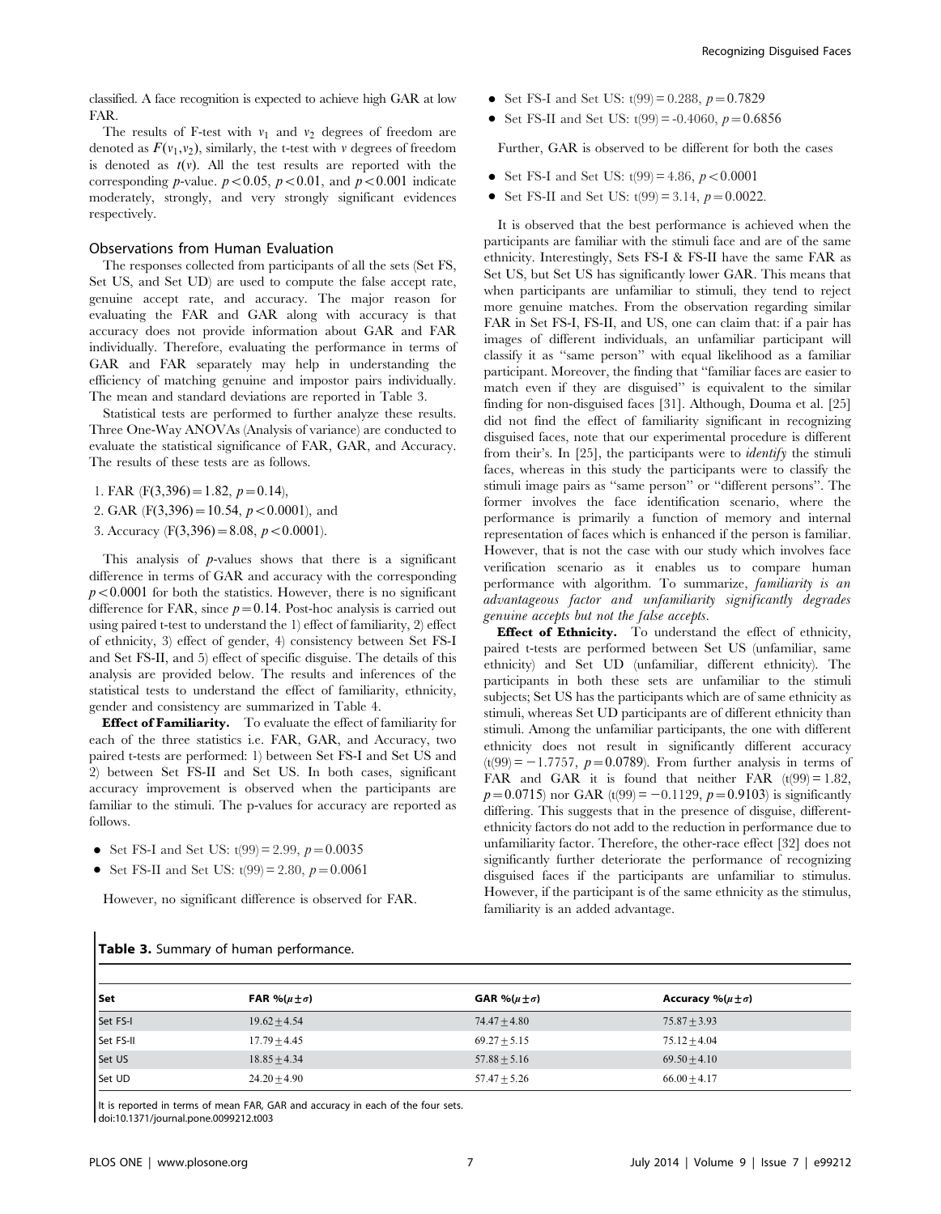classified. A face recognition is expected to achieve high GAR at low FAR.

The results of F-test with $v_1$ and $v_2$ degrees of freedom are denoted as $F(v_1,v_2)$, similarly, the t-test with $v$ degrees of freedom is denoted as $t(v)$. All the test results are reported with the corresponding $p$-value. $p<0.05$, $p<0.01$, and $p<0.001$ indicate moderately, strongly, and very strongly significant evidences respectively.

## Observations from Human Evaluation

The responses collected from participants of all the sets (Set FS, Set US, and Set UD) are used to compute the false accept rate, genuine accept rate, and accuracy. The major reason for evaluating the FAR and GAR along with accuracy is that accuracy does not provide information about GAR and FAR individually. Therefore, evaluating the performance in terms of GAR and FAR separately may help in understanding the efficiency of matching genuine and impostor pairs individually. The mean and standard deviations are reported in Table 3.

Statistical tests are performed to further analyze these results. Three One-Way ANOVAs (Analysis of variance) are conducted to evaluate the statistical significance of FAR, GAR, and Accuracy. The results of these tests are as follows.

1. FAR ($F(3,396)=1.82$, $p=0.14$),
2. GAR ($F(3,396)=10.54$, $p<0.0001$), and
3. Accuracy ($F(3,396)=8.08$, $p<0.0001$).

This analysis of $p$-values shows that there is a significant difference in terms of GAR and accuracy with the corresponding $p<0.0001$ for both the statistics. However, there is no significant difference for FAR, since $p=0.14$. Post-hoc analysis is carried out using paired t-test to understand the 1) effect of familiarity, 2) effect of ethnicity, 3) effect of gender, 4) consistency between Set FS-I and Set FS-II, and 5) effect of specific disguise. The details of this analysis are provided below. The results and inferences of the statistical tests to understand the effect of familiarity, ethnicity, gender and consistency are summarized in Table 4.

**Effect of Familiarity.** To evaluate the effect of familiarity for each of the three statistics i.e. FAR, GAR, and Accuracy, two paired t-tests are performed: 1) between Set FS-I and Set US and 2) between Set FS-II and Set US. In both cases, significant accuracy improvement is observed when the participants are familiar to the stimuli. The p-values for accuracy are reported as follows.

- Set FS-I and Set US: $t(99)=2.99$, $p=0.0035$
- Set FS-II and Set US: $t(99)=2.80$, $p=0.0061$

However, no significant difference is observed for FAR.

- Set FS-I and Set US: $t(99)=0.288$, $p=0.7829$
- Set FS-II and Set US: $t(99)=-0.4060$, $p=0.6856$

Further, GAR is observed to be different for both the cases

- Set FS-I and Set US: $t(99)=4.86$, $p<0.0001$
- Set FS-II and Set US: $t(99)=3.14$, $p=0.0022$.

It is observed that the best performance is achieved when the participants are familiar with the stimuli face and are of the same ethnicity. Interestingly, Sets FS-I & FS-II have the same FAR as Set US, but Set US has significantly lower GAR. This means that when participants are unfamiliar to stimuli, they tend to reject more genuine matches. From the observation regarding similar FAR in Set FS-I, FS-II, and US, one can claim that: if a pair has images of different individuals, an unfamiliar participant will classify it as "same person" with equal likelihood as a familiar participant. Moreover, the finding that "familiar faces are easier to match even if they are disguised" is equivalent to the similar finding for non-disguised faces [31]. Although, Douma et al. [25] did not find the effect of familiarity significant in recognizing disguised faces, note that our experimental procedure is different from their's. In [25], the participants were to *identify* the stimuli faces, whereas in this study the participants were to classify the stimuli image pairs as "same person" or "different persons". The former involves the face identification scenario, where the performance is primarily a function of memory and internal representation of faces which is enhanced if the person is familiar. However, that is not the case with our study which involves face verification scenario as it enables us to compare human performance with algorithm. To summarize, *familiarity is an advantageous factor and unfamiliarity significantly degrades genuine accepts but not the false accepts*.

**Effect of Ethnicity.** To understand the effect of ethnicity, paired t-tests are performed between Set US (unfamiliar, same ethnicity) and Set UD (unfamiliar, different ethnicity). The participants in both these sets are unfamiliar to the stimuli subjects; Set US has the participants which are of same ethnicity as stimuli, whereas Set UD participants are of different ethnicity than stimuli. Among the unfamiliar participants, the one with different ethnicity does not result in significantly different accuracy ($t(99)=-1.7757$, $p=0.0789$). From further analysis in terms of FAR and GAR it is found that neither FAR ($t(99)=1.82$, $p=0.0715$) nor GAR ($t(99)=-0.1129$, $p=0.9103$) is significantly differing. This suggests that in the presence of disguise, different-ethnicity factors do not add to the reduction in performance due to unfamiliarity factor. Therefore, the other-race effect [32] does not significantly further deteriorate the performance of recognizing disguised faces if the participants are unfamiliar to stimulus. However, if the participant is of the same ethnicity as the stimulus, familiarity is an added advantage.

**Table 3.** Summary of human performance.

| Set | FAR %($\mu \pm \sigma$) | GAR %($\mu \pm \sigma$) | Accuracy %($\mu \pm \sigma$) |
|---|---|---|---|
| Set FS-I | $19.62 \pm 4.54$ | $74.47 \pm 4.80$ | $75.87 \pm 3.93$ |
| Set FS-II | $17.79 \pm 4.45$ | $69.27 \pm 5.15$ | $75.12 \pm 4.04$ |
| Set US | $18.85 \pm 4.34$ | $57.88 \pm 5.16$ | $69.50 \pm 4.10$ |
| Set UD | $24.20 \pm 4.90$ | $57.47 \pm 5.26$ | $66.00 \pm 4.17$ |

It is reported in terms of mean FAR, GAR and accuracy in each of the four sets.
doi:10.1371/journal.pone.0099212.t003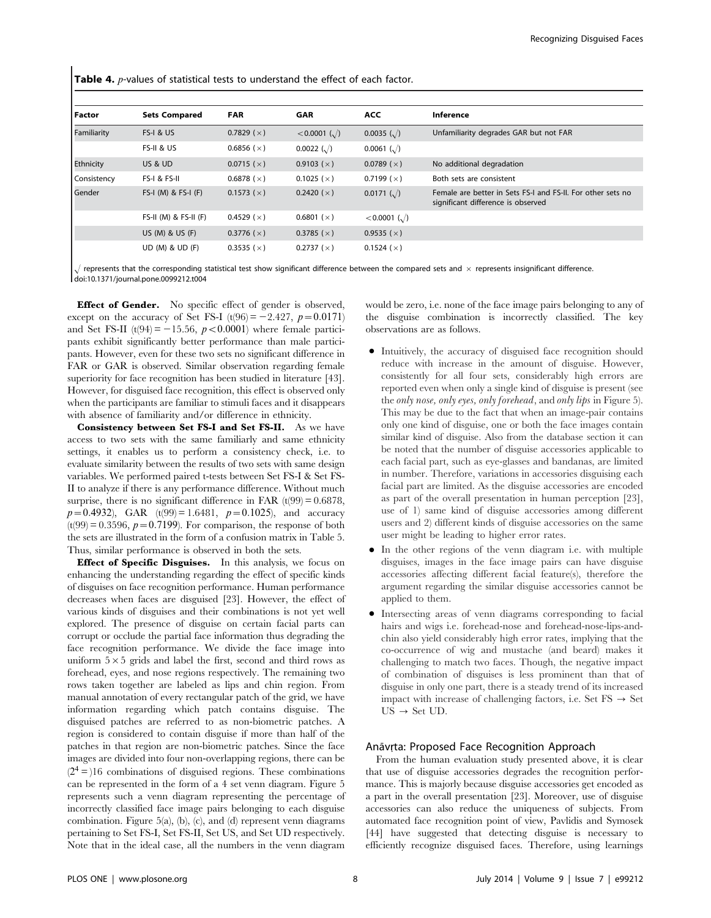**Table 4.** *p*-values of statistical tests to understand the effect of each factor.

| Factor | Sets Compared | FAR | GAR | ACC | Inference |
|---|---|---|---|---|---|
| Familiarity | FS-I & US | 0.7829 (×) | <0.0001 (√) | 0.0035 (√) | Unfamiliarity degrades GAR but not FAR |
| | FS-II & US | 0.6856 (×) | 0.0022 (√) | 0.0061 (√) | |
| Ethnicity | US & UD | 0.0715 (×) | 0.9103 (×) | 0.0789 (×) | No additional degradation |
| Consistency | FS-I & FS-II | 0.6878 (×) | 0.1025 (×) | 0.7199 (×) | Both sets are consistent |
| Gender | FS-I (M) & FS-I (F) | 0.1573 (×) | 0.2420 (×) | 0.0171 (√) | Female are better in Sets FS-I and FS-II. For other sets no significant difference is observed |
| | FS-II (M) & FS-II (F) | 0.4529 (×) | 0.6801 (×) | <0.0001 (√) | |
| | US (M) & US (F) | 0.3776 (×) | 0.3785 (×) | 0.9535 (×) | |
| | UD (M) & UD (F) | 0.3535 (×) | 0.2737 (×) | 0.1524 (×) | |

√ represents that the corresponding statistical test show significant difference between the compared sets and × represents insignificant difference.
doi:10.1371/journal.pone.0099212.t004

**Effect of Gender.** No specific effect of gender is observed, except on the accuracy of Set FS-I ($t(96) = -2.427$, $p = 0.0171$) and Set FS-II ($t(94) = -15.56$, $p < 0.0001$) where female participants exhibit significantly better performance than male participants. However, even for these two sets no significant difference in FAR or GAR is observed. Similar observation regarding female superiority for face recognition has been studied in literature [43]. However, for disguised face recognition, this effect is observed only when the participants are familiar to stimuli faces and it disappears with absence of familiarity and/or difference in ethnicity.

**Consistency between Set FS-I and Set FS-II.** As we have access to two sets with the same familiarly and same ethnicity settings, it enables us to perform a consistency check, i.e. to evaluate similarity between the results of two sets with same design variables. We performed paired t-tests between Set FS-I & Set FS-II to analyze if there is any performance difference. Without much surprise, there is no significant difference in FAR ($t(99) = 0.6878$, $p = 0.4932$), GAR ($t(99) = 1.6481$, $p = 0.1025$), and accuracy ($t(99) = 0.3596$, $p = 0.7199$). For comparison, the response of both the sets are illustrated in the form of a confusion matrix in Table 5. Thus, similar performance is observed in both the sets.

**Effect of Specific Disguises.** In this analysis, we focus on enhancing the understanding regarding the effect of specific kinds of disguises on face recognition performance. Human performance decreases when faces are disguised [23]. However, the effect of various kinds of disguises and their combinations is not yet well explored. The presence of disguise on certain facial parts can corrupt or occlude the partial face information thus degrading the face recognition performance. We divide the face image into uniform $5 \times 5$ grids and label the first, second and third rows as forehead, eyes, and nose regions respectively. The remaining two rows taken together are labeled as lips and chin region. From manual annotation of every rectangular patch of the grid, we have information regarding which patch contains disguise. The disguised patches are referred to as non-biometric patches. A region is considered to contain disguise if more than half of the patches in that region are non-biometric patches. Since the face images are divided into four non-overlapping regions, there can be $(2^4 =)16$ combinations of disguised regions. These combinations can be represented in the form of a 4 set venn diagram. Figure 5 represents such a venn diagram representing the percentage of incorrectly classified face image pairs belonging to each disguise combination. Figure 5(a), (b), (c), and (d) represent venn diagrams pertaining to Set FS-I, Set FS-II, Set US, and Set UD respectively. Note that in the ideal case, all the numbers in the venn diagram would be zero, i.e. none of the face image pairs belonging to any of the disguise combination is incorrectly classified. The key observations are as follows.

- Intuitively, the accuracy of disguised face recognition should reduce with increase in the amount of disguise. However, consistently for all four sets, considerably high errors are reported even when only a single kind of disguise is present (see the *only nose, only eyes, only forehead*, and *only lips* in Figure 5). This may be due to the fact that when an image-pair contains only one kind of disguise, one or both the face images contain similar kind of disguise. Also from the database section it can be noted that the number of disguise accessories applicable to each facial part, such as eye-glasses and bandanas, are limited in number. Therefore, variations in accessories disguising each facial part are limited. As the disguise accessories are encoded as part of the overall presentation in human perception [23], use of 1) same kind of disguise accessories among different users and 2) different kinds of disguise accessories on the same user might be leading to higher error rates.
- In the other regions of the venn diagram i.e. with multiple disguises, images in the face image pairs can have disguise accessories affecting different facial feature(s), therefore the argument regarding the similar disguise accessories cannot be applied to them.
- Intersecting areas of venn diagrams corresponding to facial hairs and wigs i.e. forehead-nose and forehead-nose-lips-and-chin also yield considerably high error rates, implying that the co-occurrence of wig and mustache (and beard) makes it challenging to match two faces. Though, the negative impact of combination of disguises is less prominent than that of disguise in only one part, there is a steady trend of its increased impact with increase of challenging factors, i.e. Set FS → Set US → Set UD.

## Anāvṛta: Proposed Face Recognition Approach

From the human evaluation study presented above, it is clear that use of disguise accessories degrades the recognition performance. This is majorly because disguise accessories get encoded as a part in the overall presentation [23]. Moreover, use of disguise accessories can also reduce the uniqueness of subjects. From automated face recognition point of view, Pavlidis and Symosek [44] have suggested that detecting disguise is necessary to efficiently recognize disguised faces. Therefore, using learnings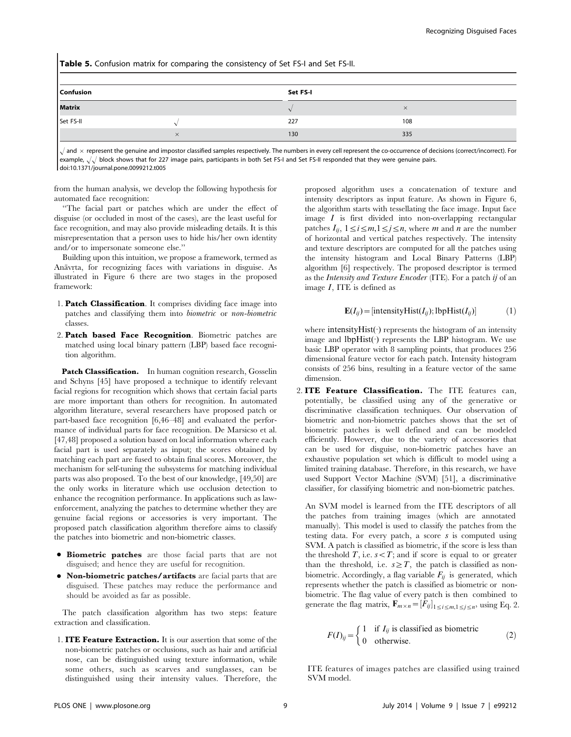**Table 5.** Confusion matrix for comparing the consistency of Set FS-I and Set FS-II.

| Confusion | | Set FS-I | |
|---|---|---|---|
| Matrix | | √ | × |
| Set FS-II | √ | 227 | 108 |
| | × | 130 | 335 |

√ and × represent the genuine and impostor classified samples respectively. The numbers in every cell represent the co-occurrence of decisions (correct/incorrect). For example, √√ block shows that for 227 image pairs, participants in both Set FS-I and Set FS-II responded that they were genuine pairs.
doi:10.1371/journal.pone.0099212.t005

from the human analysis, we develop the following hypothesis for automated face recognition:

"The facial part or patches which are under the effect of disguise (or occluded in most of the cases), are the least useful for face recognition, and may also provide misleading details. It is this misrepresentation that a person uses to hide his/her own identity and/or to impersonate someone else."

Building upon this intuition, we propose a framework, termed as Anāvṛta, for recognizing faces with variations in disguise. As illustrated in Figure 6 there are two stages in the proposed framework:

1. **Patch Classification**. It comprises dividing face image into patches and classifying them into *biometric* or *non-biometric* classes.
2. **Patch based Face Recognition**. Biometric patches are matched using local binary pattern (LBP) based face recognition algorithm.

**Patch Classification.** In human cognition research, Gosselin and Schyns [45] have proposed a technique to identify relevant facial regions for recognition which shows that certain facial parts are more important than others for recognition. In automated algorithm literature, several researchers have proposed patch or part-based face recognition [6,46–48] and evaluated the performance of individual parts for face recognition. De Marsicso et al. [47,48] proposed a solution based on local information where each facial part is used separately as input; the scores obtained by matching each part are fused to obtain final scores. Moreover, the mechanism for self-tuning the subsystems for matching individual parts was also proposed. To the best of our knowledge, [49,50] are the only works in literature which use occlusion detection to enhance the recognition performance. In applications such as law-enforcement, analyzing the patches to determine whether they are genuine facial regions or accessories is very important. The proposed patch classification algorithm therefore aims to classify the patches into biometric and non-biometric classes.

- **Biometric patches** are those facial parts that are not disguised; and hence they are useful for recognition.
- **Non-biometric patches/artifacts** are facial parts that are disguised. These patches may reduce the performance and should be avoided as far as possible.

The patch classification algorithm has two steps: feature extraction and classification.

1. **ITE Feature Extraction.** It is our assertion that some of the non-biometric patches or occlusions, such as hair and artificial nose, can be distinguished using texture information, while some others, such as scarves and sunglasses, can be distinguished using their intensity values. Therefore, the proposed algorithm uses a concatenation of texture and intensity descriptors as input feature. As shown in Figure 6, the algorithm starts with tessellating the face image. Input face image $I$ is first divided into non-overlapping rectangular patches $I_{ij}$, $1 \le i \le m, 1 \le j \le n$, where $m$ and $n$ are the number of horizontal and vertical patches respectively. The intensity and texture descriptors are computed for all the patches using the intensity histogram and Local Binary Patterns (LBP) algorithm [6] respectively. The proposed descriptor is termed as the *Intensity and Texture Encoder* (ITE). For a patch *ij* of an image $I$, ITE is defined as

$$\mathbf{E}(I_{ij}) = [\text{intensityHist}(I_{ij}); \text{lbpHist}(I_{ij})] \tag{1}$$

where $\text{intensityHist}(\cdot)$ represents the histogram of an intensity image and $\text{lbpHist}(\cdot)$ represents the LBP histogram. We use basic LBP operator with 8 sampling points, that produces 256 dimensional feature vector for each patch. Intensity histogram consists of 256 bins, resulting in a feature vector of the same dimension.

2. **ITE Feature Classification.** The ITE features can, potentially, be classified using any of the generative or discriminative classification techniques. Our observation of biometric and non-biometric patches shows that the set of biometric patches is well defined and can be modeled efficiently. However, due to the variety of accessories that can be used for disguise, non-biometric patches have an exhaustive population set which is difficult to model using a limited training database. Therefore, in this research, we have used Support Vector Machine (SVM) [51], a discriminative classifier, for classifying biometric and non-biometric patches.

An SVM model is learned from the ITE descriptors of all the patches from training images (which are annotated manually). This model is used to classify the patches from the testing data. For every patch, a score $s$ is computed using SVM. A patch is classified as biometric, if the score is less than the threshold $T$, i.e. $s < T$; and if score is equal to or greater than the threshold, i.e. $s \ge T$, the patch is classified as non-biometric. Accordingly, a flag variable $F_{ij}$ is generated, which represents whether the patch is classified as biometric or non-biometric. The flag value of every patch is then combined to generate the flag matrix, $\mathbf{F}_{m \times n} = [F_{ij}]_{1 \le i \le m, 1 \le j \le n}$, using Eq. 2.

$$F(I)_{ij} = \begin{cases} 1 & \text{if } I_{ij} \text{ is classified as biometric} \\ 0 & \text{otherwise.} \end{cases} \tag{2}$$

ITE features of images patches are classified using trained SVM model.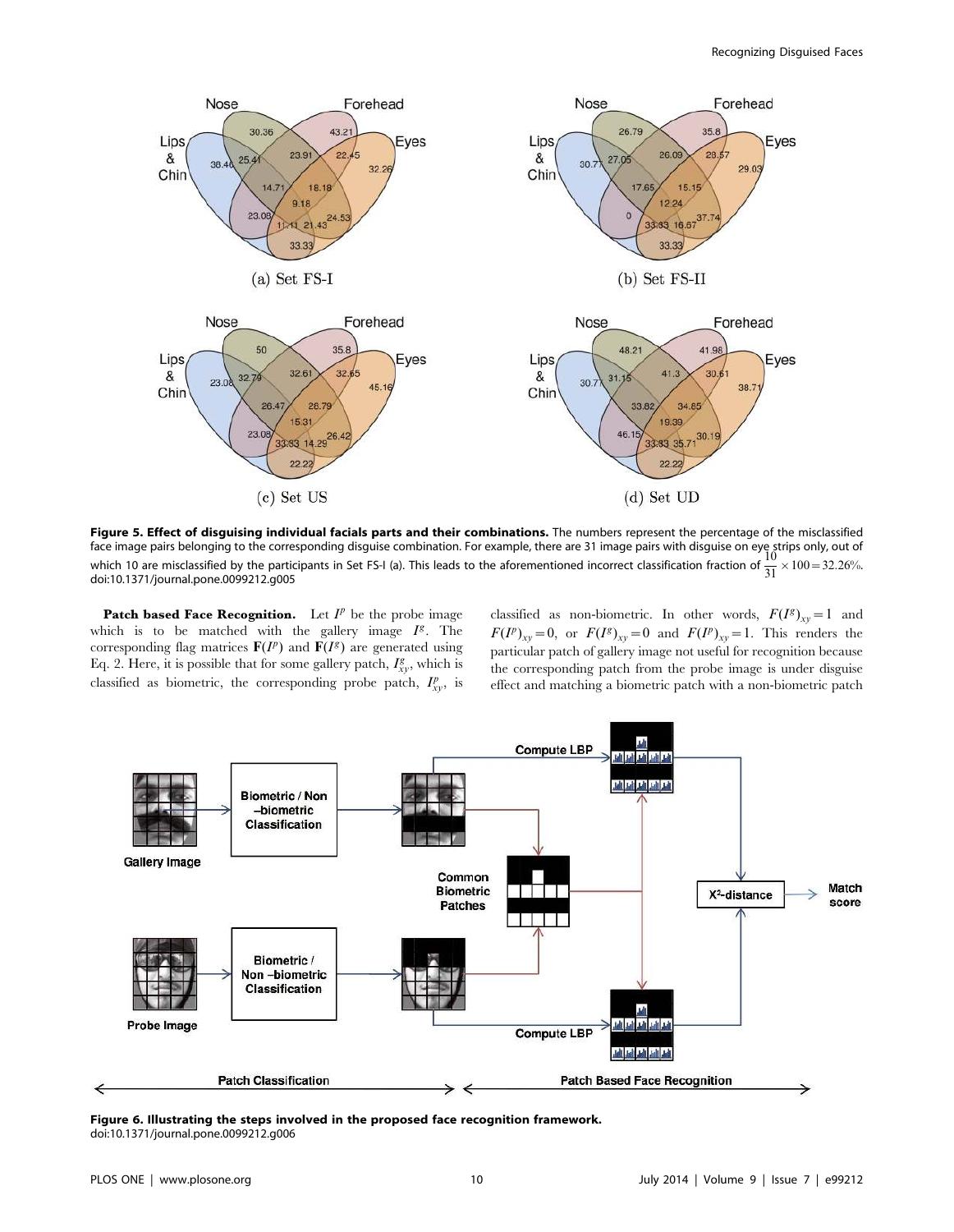**Figure 5. Effect of disguising individual facials parts and their combinations.** The numbers represent the percentage of the misclassified face image pairs belonging to the corresponding disguise combination. For example, there are 31 image pairs with disguise on eye strips only, out of which 10 are misclassified by the participants in Set FS-I (a). This leads to the aforementioned incorrect classification fraction of $\frac{10}{31} \times 100 = 32.26\%$.
doi:10.1371/journal.pone.0099212.g005

**Patch based Face Recognition.** Let $I^p$ be the probe image which is to be matched with the gallery image $I^g$. The corresponding flag matrices $\mathbf{F}(I^p)$ and $\mathbf{F}(I^g)$ are generated using Eq. 2. Here, it is possible that for some gallery patch, $I^g_{xy}$, which is classified as biometric, the corresponding probe patch, $I^p_{xy}$, is classified as non-biometric. In other words, $F(I^g)_{xy} = 1$ and $F(I^p)_{xy} = 0$, or $F(I^g)_{xy} = 0$ and $F(I^p)_{xy} = 1$. This renders the particular patch of gallery image not useful for recognition because the corresponding patch from the probe image is under disguise effect and matching a biometric patch with a non-biometric patch

**Figure 6. Illustrating the steps involved in the proposed face recognition framework.**
doi:10.1371/journal.pone.0099212.g006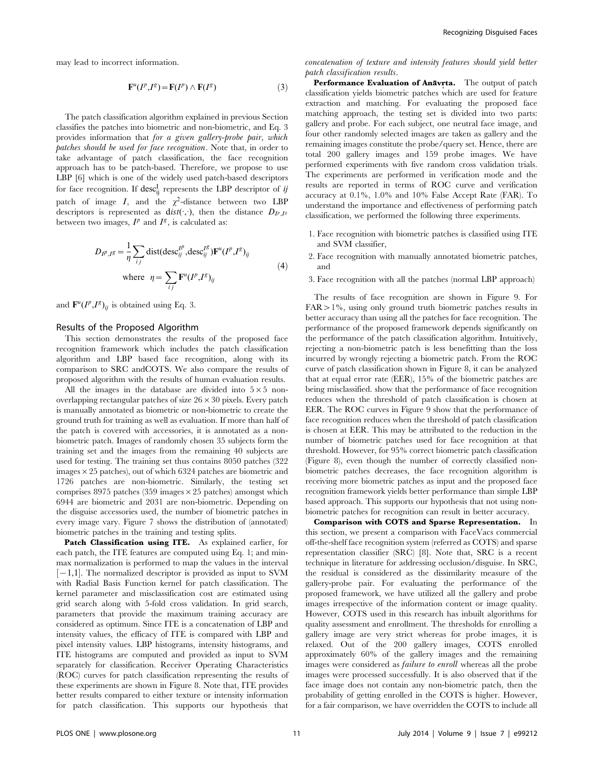may lead to incorrect information.

$$\mathbf{F}^{u}(I^{p},I^{g}) = \mathbf{F}(I^{p}) \wedge \mathbf{F}(I^{g}) \tag{3}$$

The patch classification algorithm explained in previous Section classifies the patches into biometric and non-biometric, and Eq. 3 provides information that *for a given gallery-probe pair, which patches should be used for face recognition*. Note that, in order to take advantage of patch classification, the face recognition approach has to be patch-based. Therefore, we propose to use LBP [6] which is one of the widely used patch-based descriptors for face recognition. If $\mathrm{desc}_{ij}^{I}$ represents the LBP descriptor of $ij$ patch of image $I$, and the $\chi^2$-distance between two LBP descriptors is represented as $dist(\cdot,\cdot)$, then the distance $D_{I^p,I^g}$ between two images, $I^p$ and $I^g$, is calculated as:

$$D_{I^p,I^g} = \frac{1}{\eta}\sum_{ij} \mathrm{dist}(\mathrm{desc}_{ij}^{I^p}, \mathrm{desc}_{ij}^{I^g})\mathbf{F}^{u}(I^{p},I^{g})_{ij} \quad \text{where} \quad \eta = \sum_{ij}\mathbf{F}^{u}(I^{p},I^{g})_{ij} \tag{4}$$

and $\mathbf{F}^{u}(I^{p},I^{g})_{ij}$ is obtained using Eq. 3.

## Results of the Proposed Algorithm

This section demonstrates the results of the proposed face recognition framework which includes the patch classification algorithm and LBP based face recognition, along with its comparison to SRC andCOTS. We also compare the results of proposed algorithm with the results of human evaluation results.

All the images in the database are divided into $5\times5$ non-overlapping rectangular patches of size $26\times30$ pixels. Every patch is manually annotated as biometric or non-biometric to create the ground truth for training as well as evaluation. If more than half of the patch is covered with accessories, it is annotated as a non-biometric patch. Images of randomly chosen 35 subjects form the training set and the images from the remaining 40 subjects are used for testing. The training set thus contains 8050 patches (322 images $\times$ 25 patches), out of which 6324 patches are biometric and 1726 patches are non-biometric. Similarly, the testing set comprises 8975 patches (359 images $\times$ 25 patches) amongst which 6944 are biometric and 2031 are non-biometric. Depending on the disguise accessories used, the number of biometric patches in every image vary. Figure 7 shows the distribution of (annotated) biometric patches in the training and testing splits.

**Patch Classification using ITE.** As explained earlier, for each patch, the ITE features are computed using Eq. 1; and min-max normalization is performed to map the values in the interval $[-1,1]$. The normalized descriptor is provided as input to SVM with Radial Basis Function kernel for patch classification. The kernel parameter and misclassification cost are estimated using grid search along with 5-fold cross validation. In grid search, parameters that provide the maximum training accuracy are considered as optimum. Since ITE is a concatenation of LBP and intensity values, the efficacy of ITE is compared with LBP and pixel intensity values. LBP histograms, intensity histograms, and ITE histograms are computed and provided as input to SVM separately for classification. Receiver Operating Characteristics (ROC) curves for patch classification representing the results of these experiments are shown in Figure 8. Note that, ITE provides better results compared to either texture or intensity information for patch classification. This supports our hypothesis that *concatenation of texture and intensity features should yield better patch classification results*.

**Performance Evaluation of Anāvṛta.** The output of patch classification yields biometric patches which are used for feature extraction and matching. For evaluating the proposed face matching approach, the testing set is divided into two parts: gallery and probe. For each subject, one neutral face image, and four other randomly selected images are taken as gallery and the remaining images constitute the probe/query set. Hence, there are total 200 gallery images and 159 probe images. We have performed experiments with five random cross validation trials. The experiments are performed in verification mode and the results are reported in terms of ROC curve and verification accuracy at 0.1%, 1.0% and 10% False Accept Rate (FAR). To understand the importance and effectiveness of performing patch classification, we performed the following three experiments.

1. Face recognition with biometric patches is classified using ITE and SVM classifier,
2. Face recognition with manually annotated biometric patches, and
3. Face recognition with all the patches (normal LBP approach)

The results of face recognition are shown in Figure 9. For FAR $>1\%$, using only ground truth biometric patches results in better accuracy than using all the patches for face recognition. The performance of the proposed framework depends significantly on the performance of the patch classification algorithm. Intuitively, rejecting a non-biometric patch is less benefitting than the loss incurred by wrongly rejecting a biometric patch. From the ROC curve of patch classification shown in Figure 8, it can be analyzed that at equal error rate (EER), 15% of the biometric patches are being misclassified. show that the performance of face recognition reduces when the threshold of patch classification is chosen at EER. The ROC curves in Figure 9 show that the performance of face recognition reduces when the threshold of patch classification is chosen at EER. This may be attributed to the reduction in the number of biometric patches used for face recognition at that threshold. However, for 95% correct biometric patch classification (Figure 8), even though the number of correctly classified non-biometric patches decreases, the face recognition algorithm is receiving more biometric patches as input and the proposed face recognition framework yields better performance than simple LBP based approach. This supports our hypothesis that not using non-biometric patches for recognition can result in better accuracy.

**Comparison with COTS and Sparse Representation.** In this section, we present a comparison with FaceVacs commercial off-the-shelf face recognition system (referred as COTS) and sparse representation classifier (SRC) [8]. Note that, SRC is a recent technique in literature for addressing occlusion/disguise. In SRC, the residual is considered as the dissimilarity measure of the gallery-probe pair. For evaluating the performance of the proposed framework, we have utilized all the gallery and probe images irrespective of the information content or image quality. However, COTS used in this research has inbuilt algorithms for quality assessment and enrollment. The thresholds for enrolling a gallery image are very strict whereas for probe images, it is relaxed. Out of the 200 gallery images, COTS enrolled approximately 60% of the gallery images and the remaining images were considered as *failure to enroll* whereas all the probe images were processed successfully. It is also observed that if the face image does not contain any non-biometric patch, then the probability of getting enrolled in the COTS is higher. However, for a fair comparison, we have overridden the COTS to include all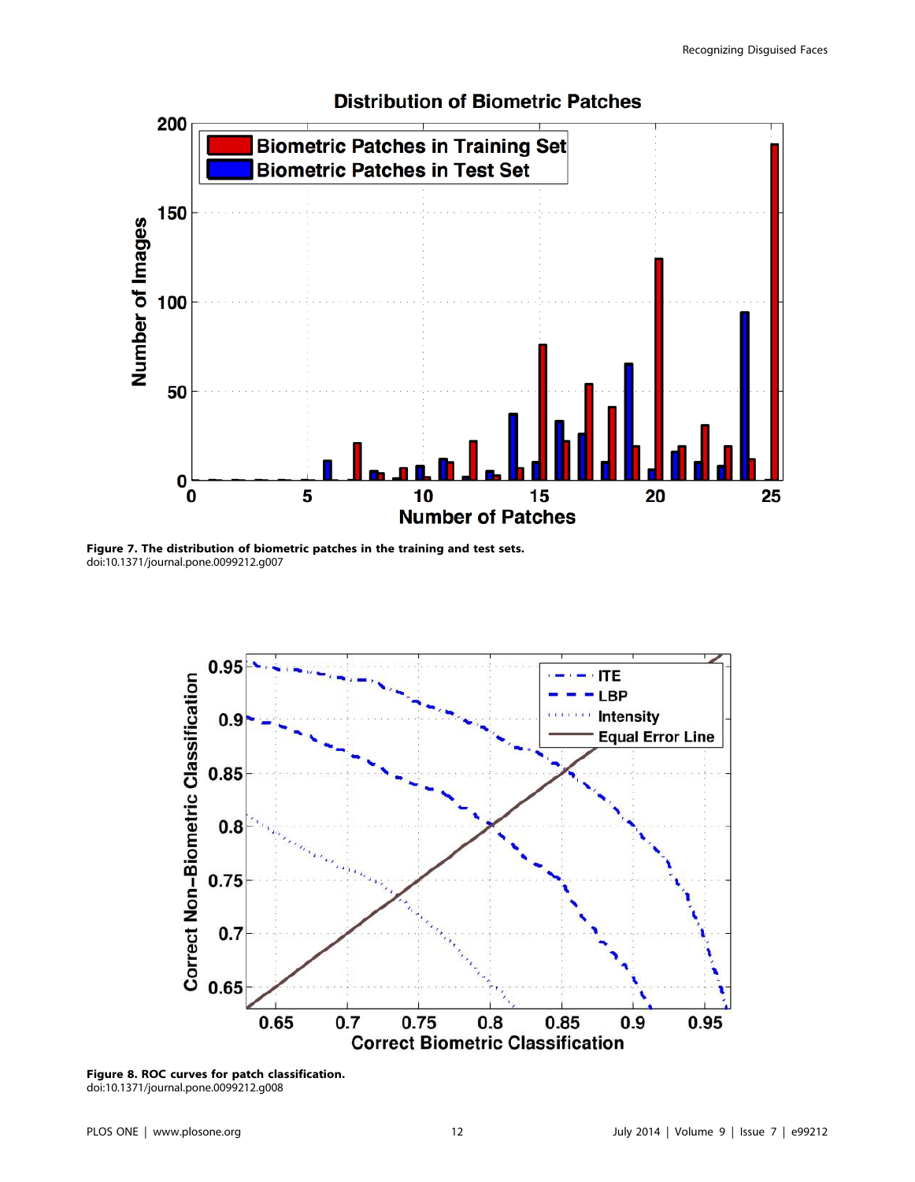**Figure 7. The distribution of biometric patches in the training and test sets.**
doi:10.1371/journal.pone.0099212.g007

**Figure 8. ROC curves for patch classification.**
doi:10.1371/journal.pone.0099212.g008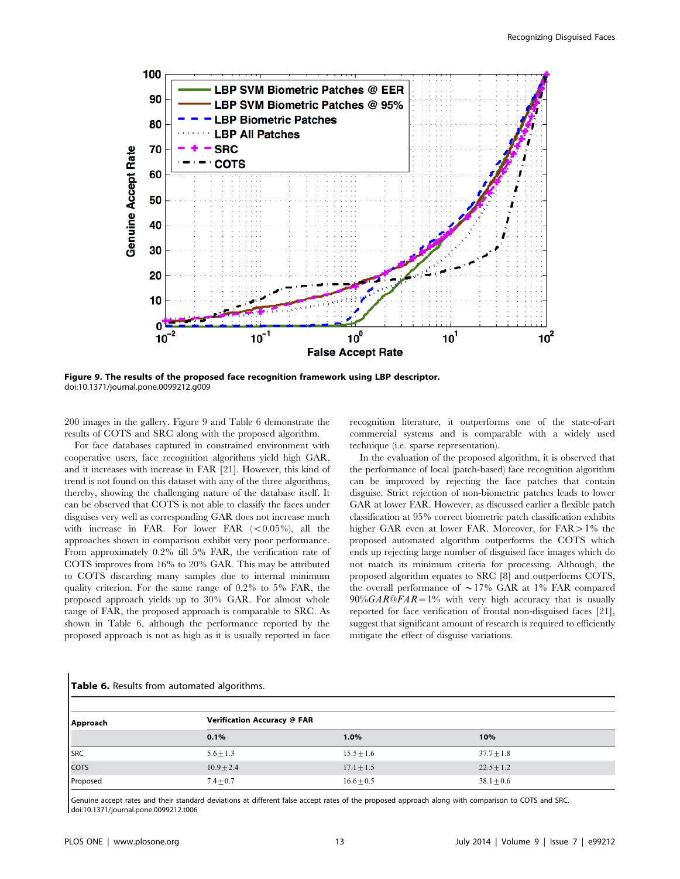**Figure 9. The results of the proposed face recognition framework using LBP descriptor.**
doi:10.1371/journal.pone.0099212.g009

200 images in the gallery. Figure 9 and Table 6 demonstrate the results of COTS and SRC along with the proposed algorithm.

For face databases captured in constrained environment with cooperative users, face recognition algorithms yield high GAR, and it increases with increase in FAR [21]. However, this kind of trend is not found on this dataset with any of the three algorithms, thereby, showing the challenging nature of the database itself. It can be observed that COTS is not able to classify the faces under disguises very well as corresponding GAR does not increase much with increase in FAR. For lower FAR ($<0.05\%$), all the approaches shown in comparison exhibit very poor performance. From approximately 0.2% till 5% FAR, the verification rate of COTS improves from 16% to 20% GAR. This may be attributed to COTS discarding many samples due to internal minimum quality criterion. For the same range of 0.2% to 5% FAR, the proposed approach yields up to 30% GAR. For almost whole range of FAR, the proposed approach is comparable to SRC. As shown in Table 6, although the performance reported by the proposed approach is not as high as it is usually reported in face recognition literature, it outperforms one of the state-of-art commercial systems and is comparable with a widely used technique (i.e. sparse representation).

In the evaluation of the proposed algorithm, it is observed that the performance of local (patch-based) face recognition algorithm can be improved by rejecting the face patches that contain disguise. Strict rejection of non-biometric patches leads to lower GAR at lower FAR. However, as discussed earlier a flexible patch classification at 95% correct biometric patch classification exhibits higher GAR even at lower FAR. Moreover, for FAR $>1\%$ the proposed automated algorithm outperforms the COTS which ends up rejecting large number of disguised face images which do not match its minimum criteria for processing. Although, the proposed algorithm equates to SRC [8] and outperforms COTS, the overall performance of $\sim 17\%$ GAR at 1% FAR compared $90\% GAR@FAR=1\%$ with very high accuracy that is usually reported for face verification of frontal non-disguised faces [21], suggest that significant amount of research is required to efficiently mitigate the effect of disguise variations.

**Table 6.** Results from automated algorithms.

| Approach | Verification Accuracy @ FAR | | |
|---|---|---|---|
| | 0.1% | 1.0% | 10% |
| SRC | $5.6 \pm 1.3$ | $15.5 \pm 1.6$ | $37.7 \pm 1.8$ |
| COTS | $10.9 \pm 2.4$ | $17.1 \pm 1.5$ | $22.5 \pm 1.2$ |
| Proposed | $7.4 \pm 0.7$ | $16.6 \pm 0.5$ | $38.1 \pm 0.6$ |

Genuine accept rates and their standard deviations at different false accept rates of the proposed approach along with comparison to COTS and SRC.
doi:10.1371/journal.pone.0099212.t006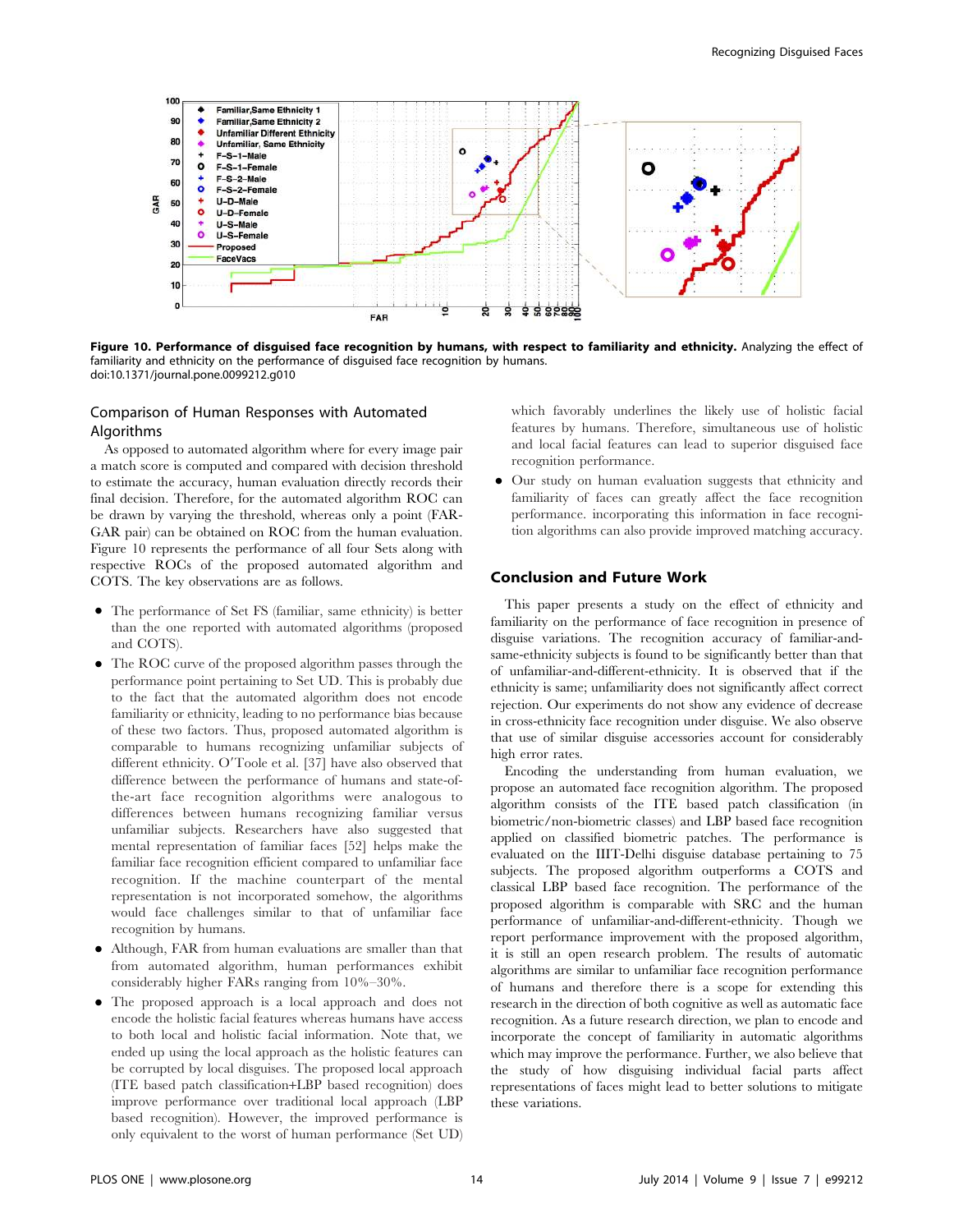**Figure 10. Performance of disguised face recognition by humans, with respect to familiarity and ethnicity.** Analyzing the effect of familiarity and ethnicity on the performance of disguised face recognition by humans.
doi:10.1371/journal.pone.0099212.g010

## Comparison of Human Responses with Automated Algorithms

As opposed to automated algorithm where for every image pair a match score is computed and compared with decision threshold to estimate the accuracy, human evaluation directly records their final decision. Therefore, for the automated algorithm ROC can be drawn by varying the threshold, whereas only a point (FAR-GAR pair) can be obtained on ROC from the human evaluation. Figure 10 represents the performance of all four Sets along with respective ROCs of the proposed automated algorithm and COTS. The key observations are as follows.

- The performance of Set FS (familiar, same ethnicity) is better than the one reported with automated algorithms (proposed and COTS).
- The ROC curve of the proposed algorithm passes through the performance point pertaining to Set UD. This is probably due to the fact that the automated algorithm does not encode familiarity or ethnicity, leading to no performance bias because of these two factors. Thus, proposed automated algorithm is comparable to humans recognizing unfamiliar subjects of different ethnicity. O′Toole et al. [37] have also observed that difference between the performance of humans and state-of-the-art face recognition algorithms were analogous to differences between humans recognizing familiar versus unfamiliar subjects. Researchers have also suggested that mental representation of familiar faces [52] helps make the familiar face recognition efficient compared to unfamiliar face recognition. If the machine counterpart of the mental representation is not incorporated somehow, the algorithms would face challenges similar to that of unfamiliar face recognition by humans.
- Although, FAR from human evaluations are smaller than that from automated algorithm, human performances exhibit considerably higher FARs ranging from 10%–30%.
- The proposed approach is a local approach and does not encode the holistic facial features whereas humans have access to both local and holistic facial information. Note that, we ended up using the local approach as the holistic features can be corrupted by local disguises. The proposed local approach (ITE based patch classification+LBP based recognition) does improve performance over traditional local approach (LBP based recognition). However, the improved performance is only equivalent to the worst of human performance (Set UD) which favorably underlines the likely use of holistic facial features by humans. Therefore, simultaneous use of holistic and local facial features can lead to superior disguised face recognition performance.
- Our study on human evaluation suggests that ethnicity and familiarity of faces can greatly affect the face recognition performance. incorporating this information in face recognition algorithms can also provide improved matching accuracy.

## Conclusion and Future Work

This paper presents a study on the effect of ethnicity and familiarity on the performance of face recognition in presence of disguise variations. The recognition accuracy of familiar-and-same-ethnicity subjects is found to be significantly better than that of unfamiliar-and-different-ethnicity. It is observed that if the ethnicity is same; unfamiliarity does not significantly affect correct rejection. Our experiments do not show any evidence of decrease in cross-ethnicity face recognition under disguise. We also observe that use of similar disguise accessories account for considerably high error rates.

Encoding the understanding from human evaluation, we propose an automated face recognition algorithm. The proposed algorithm consists of the ITE based patch classification (in biometric/non-biometric classes) and LBP based face recognition applied on classified biometric patches. The performance is evaluated on the IIIT-Delhi disguise database pertaining to 75 subjects. The proposed algorithm outperforms a COTS and classical LBP based face recognition. The performance of the proposed algorithm is comparable with SRC and the human performance of unfamiliar-and-different-ethnicity. Though we report performance improvement with the proposed algorithm, it is still an open research problem. The results of automatic algorithms are similar to unfamiliar face recognition performance of humans and therefore there is a scope for extending this research in the direction of both cognitive as well as automatic face recognition. As a future research direction, we plan to encode and incorporate the concept of familiarity in automatic algorithms which may improve the performance. Further, we also believe that the study of how disguising individual facial parts affect representations of faces might lead to better solutions to mitigate these variations.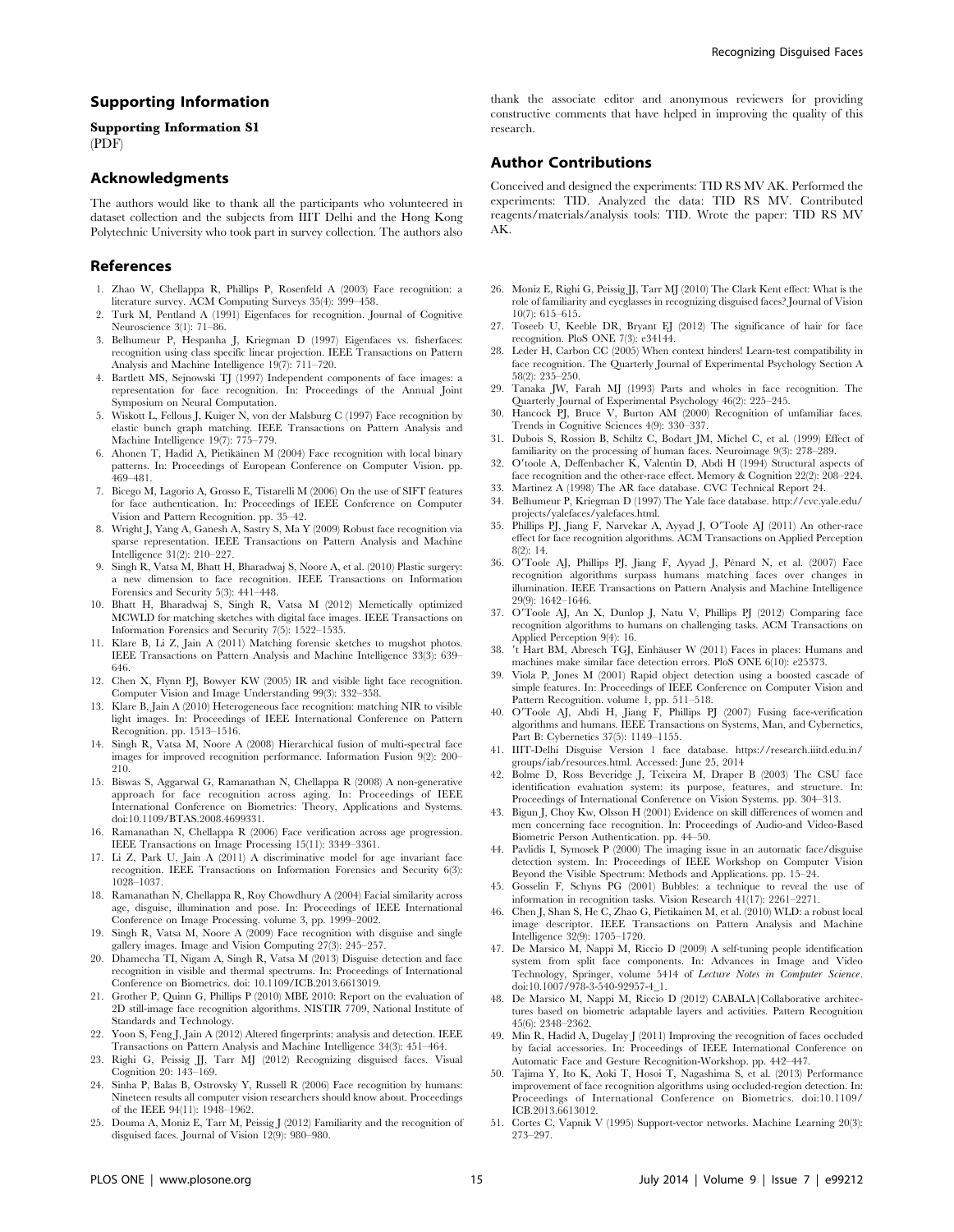## Supporting Information

**Supporting Information S1**
(PDF)

## Acknowledgments

The authors would like to thank all the participants who volunteered in dataset collection and the subjects from IIIT Delhi and the Hong Kong Polytechnic University who took part in survey collection. The authors also thank the associate editor and anonymous reviewers for providing constructive comments that have helped in improving the quality of this research.

## Author Contributions

Conceived and designed the experiments: TID RS MV AK. Performed the experiments: TID. Analyzed the data: TID RS MV. Contributed reagents/materials/analysis tools: TID. Wrote the paper: TID RS MV AK.

## References

1. Zhao W, Chellappa R, Phillips P, Rosenfeld A (2003) Face recognition: a literature survey. ACM Computing Surveys 35(4): 399–458.
2. Turk M, Pentland A (1991) Eigenfaces for recognition. Journal of Cognitive Neuroscience 3(1): 71–86.
3. Belhumeur P, Hespanha J, Kriegman D (1997) Eigenfaces vs. fisherfaces: recognition using class specific linear projection. IEEE Transactions on Pattern Analysis and Machine Intelligence 19(7): 711–720.
4. Bartlett MS, Sejnowski TJ (1997) Independent components of face images: a representation for face recognition. In: Proceedings of the Annual Joint Symposium on Neural Computation.
5. Wiskott L, Fellous J, Kuiger N, von der Malsburg C (1997) Face recognition by elastic bunch graph matching. IEEE Transactions on Pattern Analysis and Machine Intelligence 19(7): 775–779.
6. Ahonen T, Hadid A, Pietikäinen M (2004) Face recognition with local binary patterns. In: Proceedings of European Conference on Computer Vision. pp. 469–481.
7. Bicego M, Lagorio A, Grosso E, Tistarelli M (2006) On the use of SIFT features for face authentication. In: Proceedings of IEEE Conference on Computer Vision and Pattern Recognition. pp. 35–42.
8. Wright J, Yang A, Ganesh A, Sastry S, Ma Y (2009) Robust face recognition via sparse representation. IEEE Transactions on Pattern Analysis and Machine Intelligence 31(2): 210–227.
9. Singh R, Vatsa M, Bhatt H, Bharadwaj S, Noore A, et al. (2010) Plastic surgery: a new dimension to face recognition. IEEE Transactions on Information Forensics and Security 5(3): 441–448.
10. Bhatt H, Bharadwaj S, Singh R, Vatsa M (2012) Memetically optimized MCWLD for matching sketches with digital face images. IEEE Transactions on Information Forensics and Security 7(5): 1522–1535.
11. Klare B, Li Z, Jain A (2011) Matching forensic sketches to mugshot photos. IEEE Transactions on Pattern Analysis and Machine Intelligence 33(3): 639–646.
12. Chen X, Flynn PJ, Bowyer KW (2005) IR and visible light face recognition. Computer Vision and Image Understanding 99(3): 332–358.
13. Klare B, Jain A (2010) Heterogeneous face recognition: matching NIR to visible light images. In: Proceedings of IEEE International Conference on Pattern Recognition. pp. 1513–1516.
14. Singh R, Vatsa M, Noore A (2008) Hierarchical fusion of multi-spectral face images for improved recognition performance. Information Fusion 9(2): 200–210.
15. Biswas S, Aggarwal G, Ramanathan N, Chellappa R (2008) A non-generative approach for face recognition across aging. In: Proceedings of IEEE International Conference on Biometrics: Theory, Applications and Systems. doi:10.1109/BTAS.2008.4699331.
16. Ramanathan N, Chellappa R (2006) Face verification across age progression. IEEE Transactions on Image Processing 15(11): 3349–3361.
17. Li Z, Park U, Jain A (2011) A discriminative model for age invariant face recognition. IEEE Transactions on Information Forensics and Security 6(3): 1028–1037.
18. Ramanathan N, Chellappa R, Roy Chowdhury A (2004) Facial similarity across age, disguise, illumination and pose. In: Proceedings of IEEE International Conference on Image Processing. volume 3, pp. 1999–2002.
19. Singh R, Vatsa M, Noore A (2009) Face recognition with disguise and single gallery images. Image and Vision Computing 27(3): 245–257.
20. Dhamecha TI, Nigam A, Singh R, Vatsa M (2013) Disguise detection and face recognition in visible and thermal spectrums. In: Proceedings of International Conference on Biometrics. doi: 10.1109/ICB.2013.6613019.
21. Grother P, Quinn G, Phillips P (2010) MBE 2010: Report on the evaluation of 2D still-image face recognition algorithms. NISTIR 7709, National Institute of Standards and Technology.
22. Yoon S, Feng J, Jain A (2012) Altered fingerprints: analysis and detection. IEEE Transactions on Pattern Analysis and Machine Intelligence 34(3): 451–464.
23. Righi G, Peissig JJ, Tarr MJ (2012) Recognizing disguised faces. Visual Cognition 20: 143–169.
24. Sinha P, Balas B, Ostrovsky Y, Russell R (2006) Face recognition by humans: Nineteen results all computer vision researchers should know about. Proceedings of the IEEE 94(11): 1948–1962.
25. Douma A, Moniz E, Tarr M, Peissig J (2012) Familiarity and the recognition of disguised faces. Journal of Vision 12(9): 980–980.
26. Moniz E, Righi G, Peissig JJ, Tarr MJ (2010) The Clark Kent effect: What is the role of familiarity and eyeglasses in recognizing disguised faces? Journal of Vision 10(7): 615–615.
27. Toseeb U, Keeble DR, Bryant EJ (2012) The significance of hair for face recognition. PloS ONE 7(3): e34144.
28. Leder H, Carbon CC (2005) When context hinders! Learn-test compatibility in face recognition. The Quarterly Journal of Experimental Psychology Section A 58(2): 235–250.
29. Tanaka JW, Farah MJ (1993) Parts and wholes in face recognition. The Quarterly Journal of Experimental Psychology 46(2): 225–245.
30. Hancock PJ, Bruce V, Burton AM (2000) Recognition of unfamiliar faces. Trends in Cognitive Sciences 4(9): 330–337.
31. Dubois S, Rossion B, Schiltz C, Bodart JM, Michel C, et al. (1999) Effect of familiarity on the processing of human faces. Neuroimage 9(3): 278–289.
32. O′toole A, Deffenbacher K, Valentin D, Abdi H (1994) Structural aspects of face recognition and the other-race effect. Memory & Cognition 22(2): 208–224.
33. Martinez A (1998) The AR face database. CVC Technical Report 24.
34. Belhumeur P, Kriegman D (1997) The Yale face database. http://cvc.yale.edu/projects/yalefaces/yalefaces.html.
35. Phillips PJ, Jiang F, Narvekar A, Ayyad J, O′Toole AJ (2011) An other-race effect for face recognition algorithms. ACM Transactions on Applied Perception 8(2): 14.
36. O′Toole AJ, Phillips PJ, Jiang F, Ayyad J, Pénard N, et al. (2007) Face recognition algorithms surpass humans matching faces over changes in illumination. IEEE Transactions on Pattern Analysis and Machine Intelligence 29(9): 1642–1646.
37. O′Toole AJ, An X, Dunlop J, Natu V, Phillips PJ (2012) Comparing face recognition algorithms to humans on challenging tasks. ACM Transactions on Applied Perception 9(4): 16.
38. ′t Hart BM, Abresch TGJ, Einhäuser W (2011) Faces in places: Humans and machines make similar face detection errors. PloS ONE 6(10): e25373.
39. Viola P, Jones M (2001) Rapid object detection using a boosted cascade of simple features. In: Proceedings of IEEE Conference on Computer Vision and Pattern Recognition. volume 1, pp. 511–518.
40. O′Toole AJ, Abdi H, Jiang F, Phillips PJ (2007) Fusing face-verification algorithms and humans. IEEE Transactions on Systems, Man, and Cybernetics, Part B: Cybernetics 37(5): 1149–1155.
41. IIIT-Delhi Disguise Version 1 face database. https://research.iiitd.edu.in/groups/iab/resources.html. Accessed: June 25, 2014
42. Bolme D, Ross Beveridge J, Teixeira M, Draper B (2003) The CSU face identification evaluation system: its purpose, features, and structure. In: Proceedings of International Conference on Vision Systems. pp. 304–313.
43. Bigun J, Choy Kw, Olsson H (2001) Evidence on skill differences of women and men concerning face recognition. In: Proceedings of Audio-and Video-Based Biometric Person Authentication. pp. 44–50.
44. Pavlidis I, Symosek P (2000) The imaging issue in an automatic face/disguise detection system. In: Proceedings of IEEE Workshop on Computer Vision Beyond the Visible Spectrum: Methods and Applications. pp. 15–24.
45. Gosselin F, Schyns PG (2001) Bubbles: a technique to reveal the use of information in recognition tasks. Vision Research 41(17): 2261–2271.
46. Chen J, Shan S, He C, Zhao G, Pietikainen M, et al. (2010) WLD: a robust local image descriptor. IEEE Transactions on Pattern Analysis and Machine Intelligence 32(9): 1705–1720.
47. De Marsico M, Nappi M, Riccio D (2009) A self-tuning people identification system from split face components. In: Advances in Image and Video Technology, Springer, volume 5414 of *Lecture Notes in Computer Science*. doi:10.1007/978-3-540-92957-4_1.
48. De Marsico M, Nappi M, Riccio D (2012) CABALA|Collaborative architectures based on biometric adaptable layers and activities. Pattern Recognition 45(6): 2348–2362.
49. Min R, Hadid A, Dugelay J (2011) Improving the recognition of faces occluded by facial accessories. In: Proceedings of IEEE International Conference on Automatic Face and Gesture Recognition-Workshop. pp. 442–447.
50. Tajima Y, Ito K, Aoki T, Hosoi T, Nagashima S, et al. (2013) Performance improvement of face recognition algorithms using occluded-region detection. In: Proceedings of International Conference on Biometrics. doi:10.1109/ICB.2013.6613012.
51. Cortes C, Vapnik V (1995) Support-vector networks. Machine Learning 20(3): 273–297.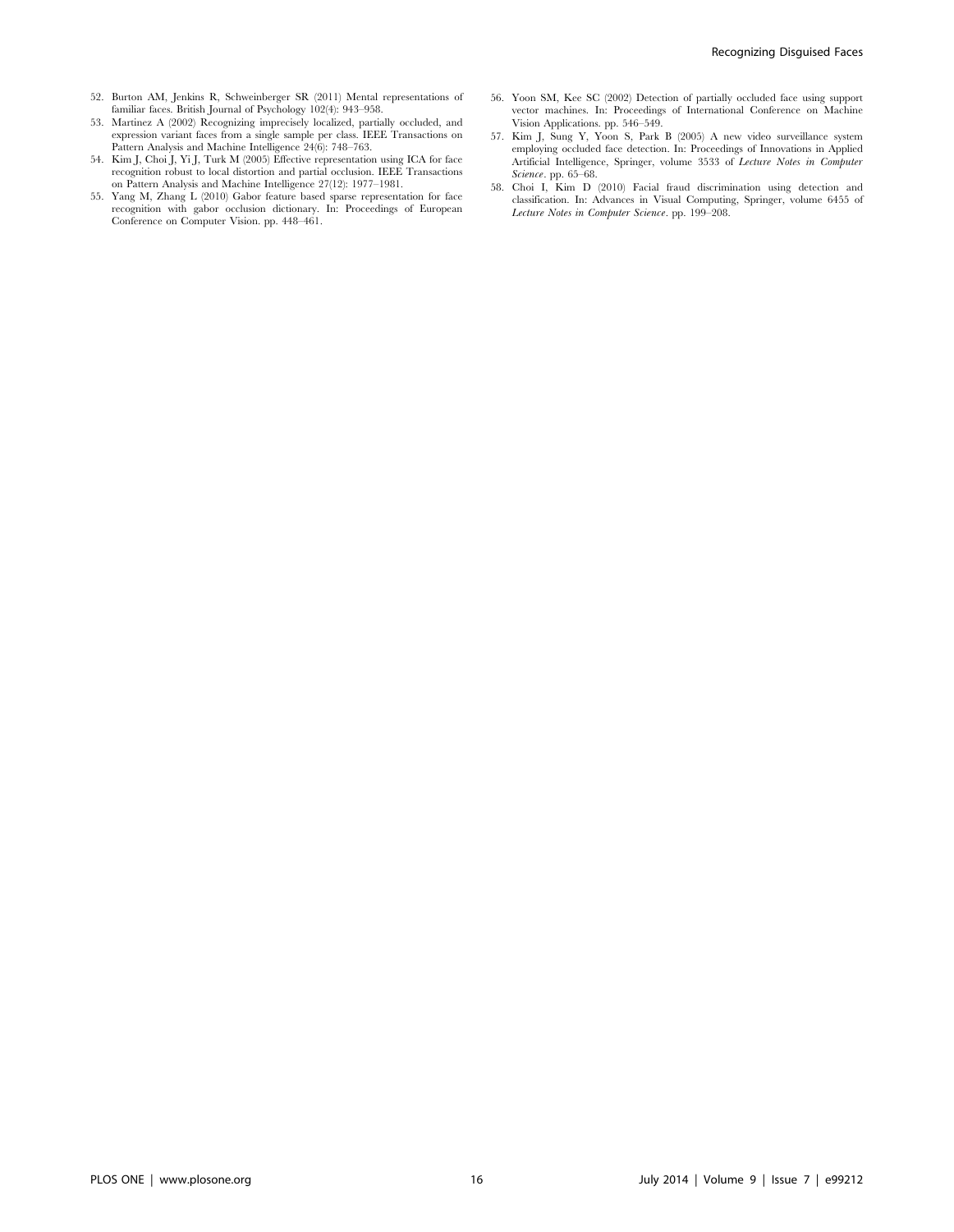52. Burton AM, Jenkins R, Schweinberger SR (2011) Mental representations of familiar faces. British Journal of Psychology 102(4): 943–958.
53. Martinez A (2002) Recognizing imprecisely localized, partially occluded, and expression variant faces from a single sample per class. IEEE Transactions on Pattern Analysis and Machine Intelligence 24(6): 748–763.
54. Kim J, Choi J, Yi J, Turk M (2005) Effective representation using ICA for face recognition robust to local distortion and partial occlusion. IEEE Transactions on Pattern Analysis and Machine Intelligence 27(12): 1977–1981.
55. Yang M, Zhang L (2010) Gabor feature based sparse representation for face recognition with gabor occlusion dictionary. In: Proceedings of European Conference on Computer Vision. pp. 448–461.
56. Yoon SM, Kee SC (2002) Detection of partially occluded face using support vector machines. In: Proceedings of International Conference on Machine Vision Applications. pp. 546–549.
57. Kim J, Sung Y, Yoon S, Park B (2005) A new video surveillance system employing occluded face detection. In: Proceedings of Innovations in Applied Artificial Intelligence, Springer, volume 3533 of *Lecture Notes in Computer Science*. pp. 65–68.
58. Choi I, Kim D (2010) Facial fraud discrimination using detection and classification. In: Advances in Visual Computing, Springer, volume 6455 of *Lecture Notes in Computer Science*. pp. 199–208.